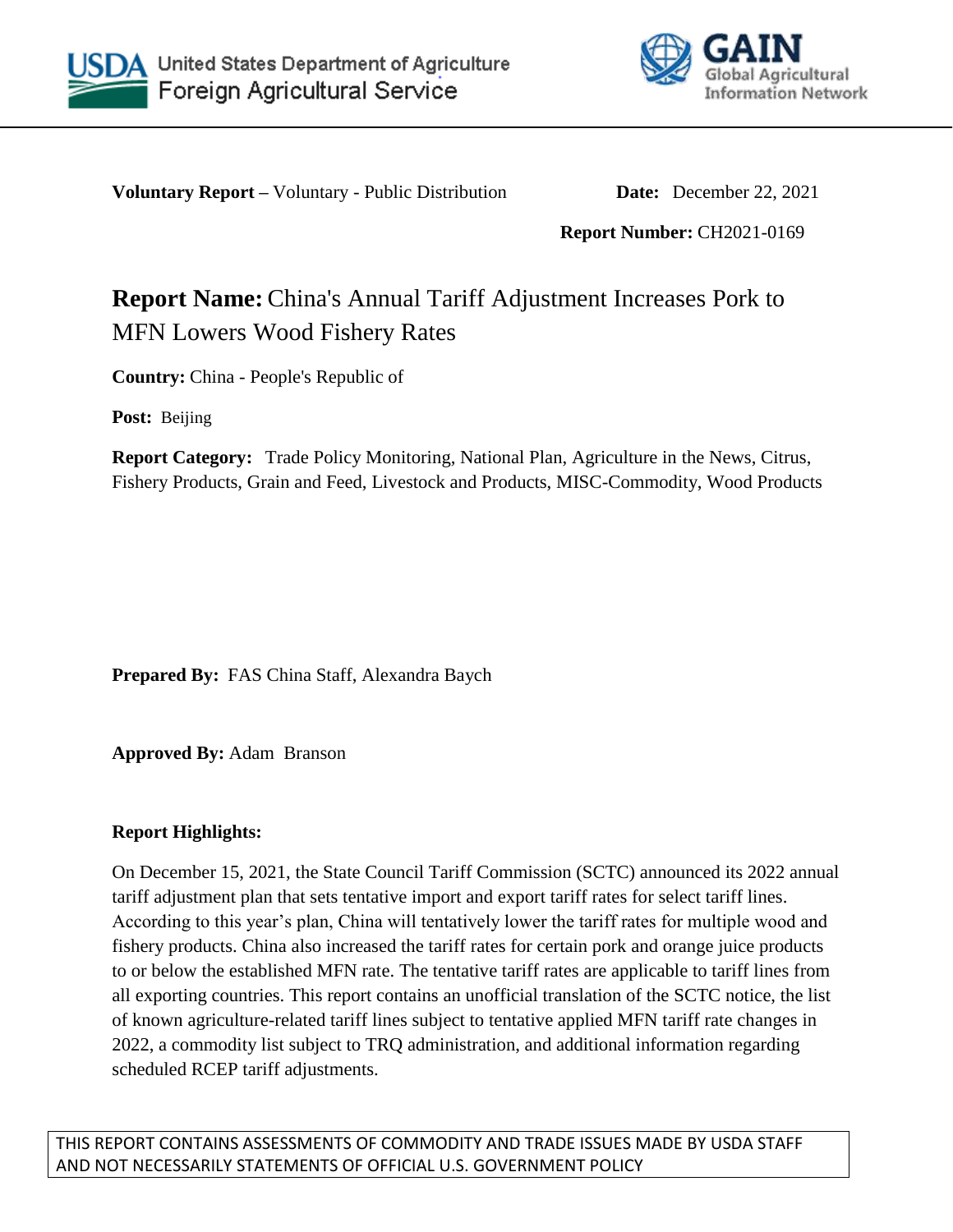United States Department of Agriculture
Foreign Agricultural Service

GAIN
Global Agricultural Information Network

**Voluntary Report –** Voluntary - Public Distribution **Date:** December 22, 2021

**Report Number:** CH2021-0169

# **Report Name:** China's Annual Tariff Adjustment Increases Pork to MFN Lowers Wood Fishery Rates

**Country:** China - People's Republic of

**Post:** Beijing

**Report Category:** Trade Policy Monitoring, National Plan, Agriculture in the News, Citrus, Fishery Products, Grain and Feed, Livestock and Products, MISC-Commodity, Wood Products

**Prepared By:** FAS China Staff, Alexandra Baych

**Approved By:** Adam Branson

**Report Highlights:**

On December 15, 2021, the State Council Tariff Commission (SCTC) announced its 2022 annual tariff adjustment plan that sets tentative import and export tariff rates for select tariff lines. According to this year's plan, China will tentatively lower the tariff rates for multiple wood and fishery products. China also increased the tariff rates for certain pork and orange juice products to or below the established MFN rate. The tentative tariff rates are applicable to tariff lines from all exporting countries. This report contains an unofficial translation of the SCTC notice, the list of known agriculture-related tariff lines subject to tentative applied MFN tariff rate changes in 2022, a commodity list subject to TRQ administration, and additional information regarding scheduled RCEP tariff adjustments.

THIS REPORT CONTAINS ASSESSMENTS OF COMMODITY AND TRADE ISSUES MADE BY USDA STAFF AND NOT NECESSARILY STATEMENTS OF OFFICIAL U.S. GOVERNMENT POLICY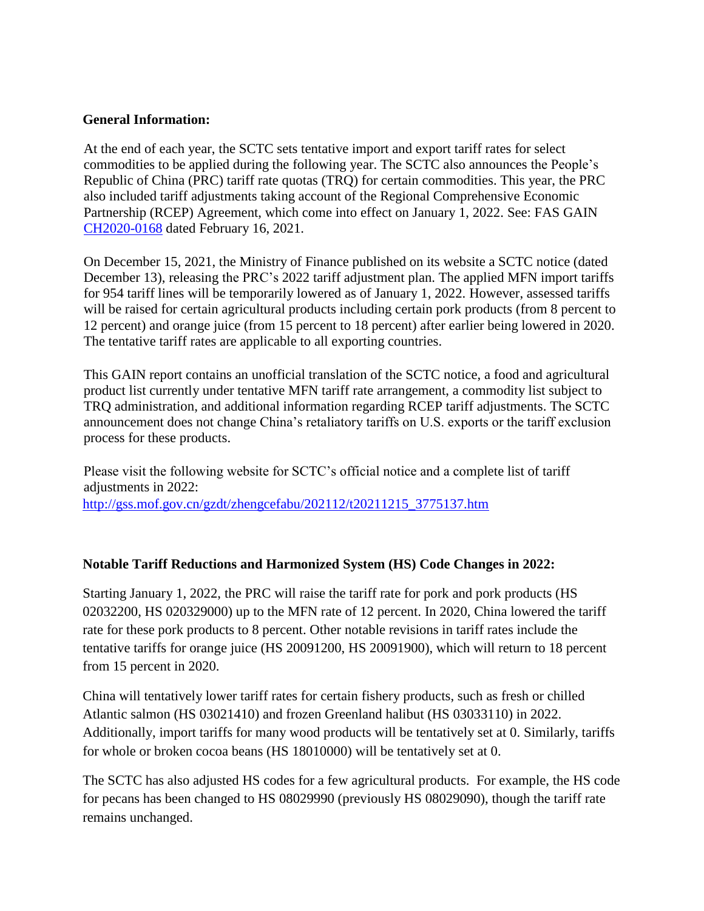**General Information:**

At the end of each year, the SCTC sets tentative import and export tariff rates for select commodities to be applied during the following year. The SCTC also announces the People's Republic of China (PRC) tariff rate quotas (TRQ) for certain commodities. This year, the PRC also included tariff adjustments taking account of the Regional Comprehensive Economic Partnership (RCEP) Agreement, which come into effect on January 1, 2022. See: FAS GAIN [CH2020-0168](CH2020-0168) dated February 16, 2021.

On December 15, 2021, the Ministry of Finance published on its website a SCTC notice (dated December 13), releasing the PRC's 2022 tariff adjustment plan. The applied MFN import tariffs for 954 tariff lines will be temporarily lowered as of January 1, 2022. However, assessed tariffs will be raised for certain agricultural products including certain pork products (from 8 percent to 12 percent) and orange juice (from 15 percent to 18 percent) after earlier being lowered in 2020. The tentative tariff rates are applicable to all exporting countries.

This GAIN report contains an unofficial translation of the SCTC notice, a food and agricultural product list currently under tentative MFN tariff rate arrangement, a commodity list subject to TRQ administration, and additional information regarding RCEP tariff adjustments. The SCTC announcement does not change China's retaliatory tariffs on U.S. exports or the tariff exclusion process for these products.

Please visit the following website for SCTC's official notice and a complete list of tariff adjustments in 2022:
http://gss.mof.gov.cn/gzdt/zhengcefabu/202112/t20211215_3775137.htm

**Notable Tariff Reductions and Harmonized System (HS) Code Changes in 2022:**

Starting January 1, 2022, the PRC will raise the tariff rate for pork and pork products (HS 02032200, HS 020329000) up to the MFN rate of 12 percent. In 2020, China lowered the tariff rate for these pork products to 8 percent. Other notable revisions in tariff rates include the tentative tariffs for orange juice (HS 20091200, HS 20091900), which will return to 18 percent from 15 percent in 2020.

China will tentatively lower tariff rates for certain fishery products, such as fresh or chilled Atlantic salmon (HS 03021410) and frozen Greenland halibut (HS 03033110) in 2022. Additionally, import tariffs for many wood products will be tentatively set at 0. Similarly, tariffs for whole or broken cocoa beans (HS 18010000) will be tentatively set at 0.

The SCTC has also adjusted HS codes for a few agricultural products. For example, the HS code for pecans has been changed to HS 08029990 (previously HS 08029090), though the tariff rate remains unchanged.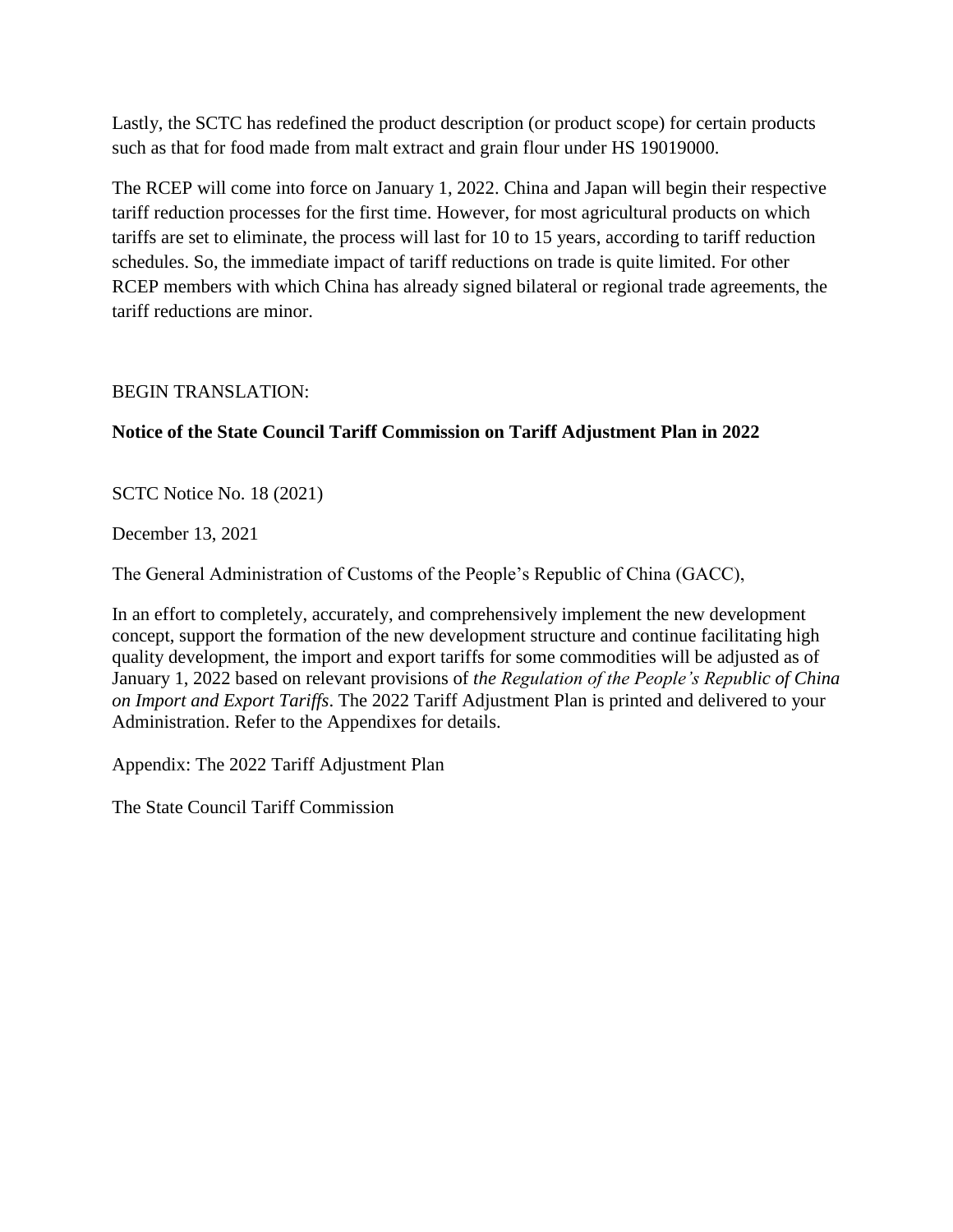Lastly, the SCTC has redefined the product description (or product scope) for certain products such as that for food made from malt extract and grain flour under HS 19019000.

The RCEP will come into force on January 1, 2022. China and Japan will begin their respective tariff reduction processes for the first time. However, for most agricultural products on which tariffs are set to eliminate, the process will last for 10 to 15 years, according to tariff reduction schedules. So, the immediate impact of tariff reductions on trade is quite limited. For other RCEP members with which China has already signed bilateral or regional trade agreements, the tariff reductions are minor.

BEGIN TRANSLATION:

**Notice of the State Council Tariff Commission on Tariff Adjustment Plan in 2022**

SCTC Notice No. 18 (2021)

December 13, 2021

The General Administration of Customs of the People's Republic of China (GACC),

In an effort to completely, accurately, and comprehensively implement the new development concept, support the formation of the new development structure and continue facilitating high quality development, the import and export tariffs for some commodities will be adjusted as of January 1, 2022 based on relevant provisions of *the Regulation of the People's Republic of China on Import and Export Tariffs*. The 2022 Tariff Adjustment Plan is printed and delivered to your Administration. Refer to the Appendixes for details.

Appendix: The 2022 Tariff Adjustment Plan

The State Council Tariff Commission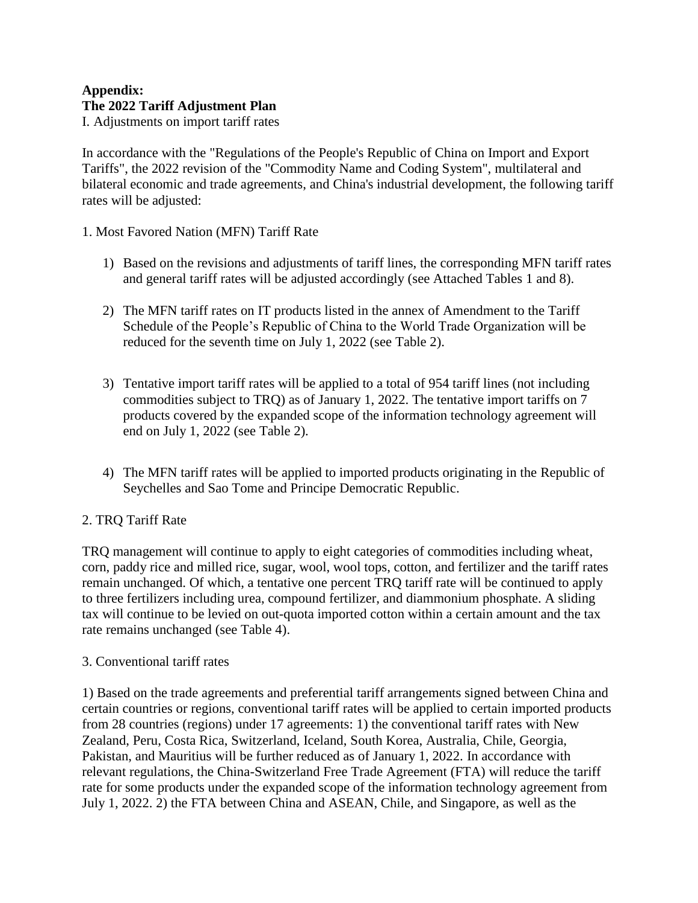**Appendix:**
**The 2022 Tariff Adjustment Plan**

I. Adjustments on import tariff rates

In accordance with the "Regulations of the People's Republic of China on Import and Export Tariffs", the 2022 revision of the "Commodity Name and Coding System", multilateral and bilateral economic and trade agreements, and China's industrial development, the following tariff rates will be adjusted:

1. Most Favored Nation (MFN) Tariff Rate

   1) Based on the revisions and adjustments of tariff lines, the corresponding MFN tariff rates and general tariff rates will be adjusted accordingly (see Attached Tables 1 and 8).

   2) The MFN tariff rates on IT products listed in the annex of Amendment to the Tariff Schedule of the People's Republic of China to the World Trade Organization will be reduced for the seventh time on July 1, 2022 (see Table 2).

   3) Tentative import tariff rates will be applied to a total of 954 tariff lines (not including commodities subject to TRQ) as of January 1, 2022. The tentative import tariffs on 7 products covered by the expanded scope of the information technology agreement will end on July 1, 2022 (see Table 2).

   4) The MFN tariff rates will be applied to imported products originating in the Republic of Seychelles and Sao Tome and Principe Democratic Republic.

2. TRQ Tariff Rate

TRQ management will continue to apply to eight categories of commodities including wheat, corn, paddy rice and milled rice, sugar, wool, wool tops, cotton, and fertilizer and the tariff rates remain unchanged. Of which, a tentative one percent TRQ tariff rate will be continued to apply to three fertilizers including urea, compound fertilizer, and diammonium phosphate. A sliding tax will continue to be levied on out-quota imported cotton within a certain amount and the tax rate remains unchanged (see Table 4).

3. Conventional tariff rates

1) Based on the trade agreements and preferential tariff arrangements signed between China and certain countries or regions, conventional tariff rates will be applied to certain imported products from 28 countries (regions) under 17 agreements: 1) the conventional tariff rates with New Zealand, Peru, Costa Rica, Switzerland, Iceland, South Korea, Australia, Chile, Georgia, Pakistan, and Mauritius will be further reduced as of January 1, 2022. In accordance with relevant regulations, the China-Switzerland Free Trade Agreement (FTA) will reduce the tariff rate for some products under the expanded scope of the information technology agreement from July 1, 2022. 2) the FTA between China and ASEAN, Chile, and Singapore, as well as the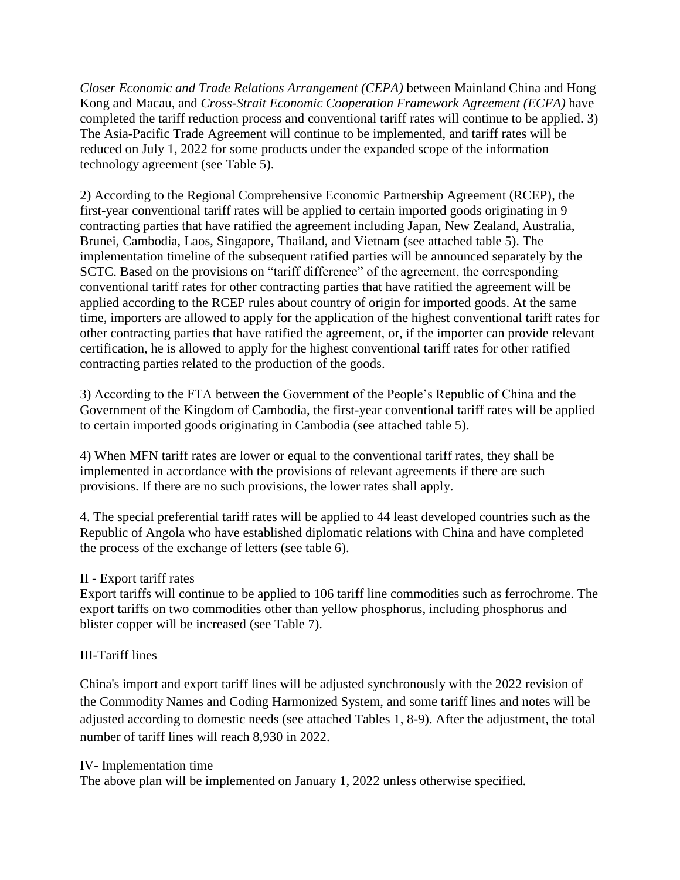*Closer Economic and Trade Relations Arrangement (CEPA)* between Mainland China and Hong Kong and Macau, and *Cross-Strait Economic Cooperation Framework Agreement (ECFA)* have completed the tariff reduction process and conventional tariff rates will continue to be applied. 3) The Asia-Pacific Trade Agreement will continue to be implemented, and tariff rates will be reduced on July 1, 2022 for some products under the expanded scope of the information technology agreement (see Table 5).

2) According to the Regional Comprehensive Economic Partnership Agreement (RCEP), the first-year conventional tariff rates will be applied to certain imported goods originating in 9 contracting parties that have ratified the agreement including Japan, New Zealand, Australia, Brunei, Cambodia, Laos, Singapore, Thailand, and Vietnam (see attached table 5). The implementation timeline of the subsequent ratified parties will be announced separately by the SCTC. Based on the provisions on "tariff difference" of the agreement, the corresponding conventional tariff rates for other contracting parties that have ratified the agreement will be applied according to the RCEP rules about country of origin for imported goods. At the same time, importers are allowed to apply for the application of the highest conventional tariff rates for other contracting parties that have ratified the agreement, or, if the importer can provide relevant certification, he is allowed to apply for the highest conventional tariff rates for other ratified contracting parties related to the production of the goods.

3) According to the FTA between the Government of the People's Republic of China and the Government of the Kingdom of Cambodia, the first-year conventional tariff rates will be applied to certain imported goods originating in Cambodia (see attached table 5).

4) When MFN tariff rates are lower or equal to the conventional tariff rates, they shall be implemented in accordance with the provisions of relevant agreements if there are such provisions. If there are no such provisions, the lower rates shall apply.

4. The special preferential tariff rates will be applied to 44 least developed countries such as the Republic of Angola who have established diplomatic relations with China and have completed the process of the exchange of letters (see table 6).

II - Export tariff rates

Export tariffs will continue to be applied to 106 tariff line commodities such as ferrochrome. The export tariffs on two commodities other than yellow phosphorus, including phosphorus and blister copper will be increased (see Table 7).

III-Tariff lines

China's import and export tariff lines will be adjusted synchronously with the 2022 revision of the Commodity Names and Coding Harmonized System, and some tariff lines and notes will be adjusted according to domestic needs (see attached Tables 1, 8-9). After the adjustment, the total number of tariff lines will reach 8,930 in 2022.

IV- Implementation time

The above plan will be implemented on January 1, 2022 unless otherwise specified.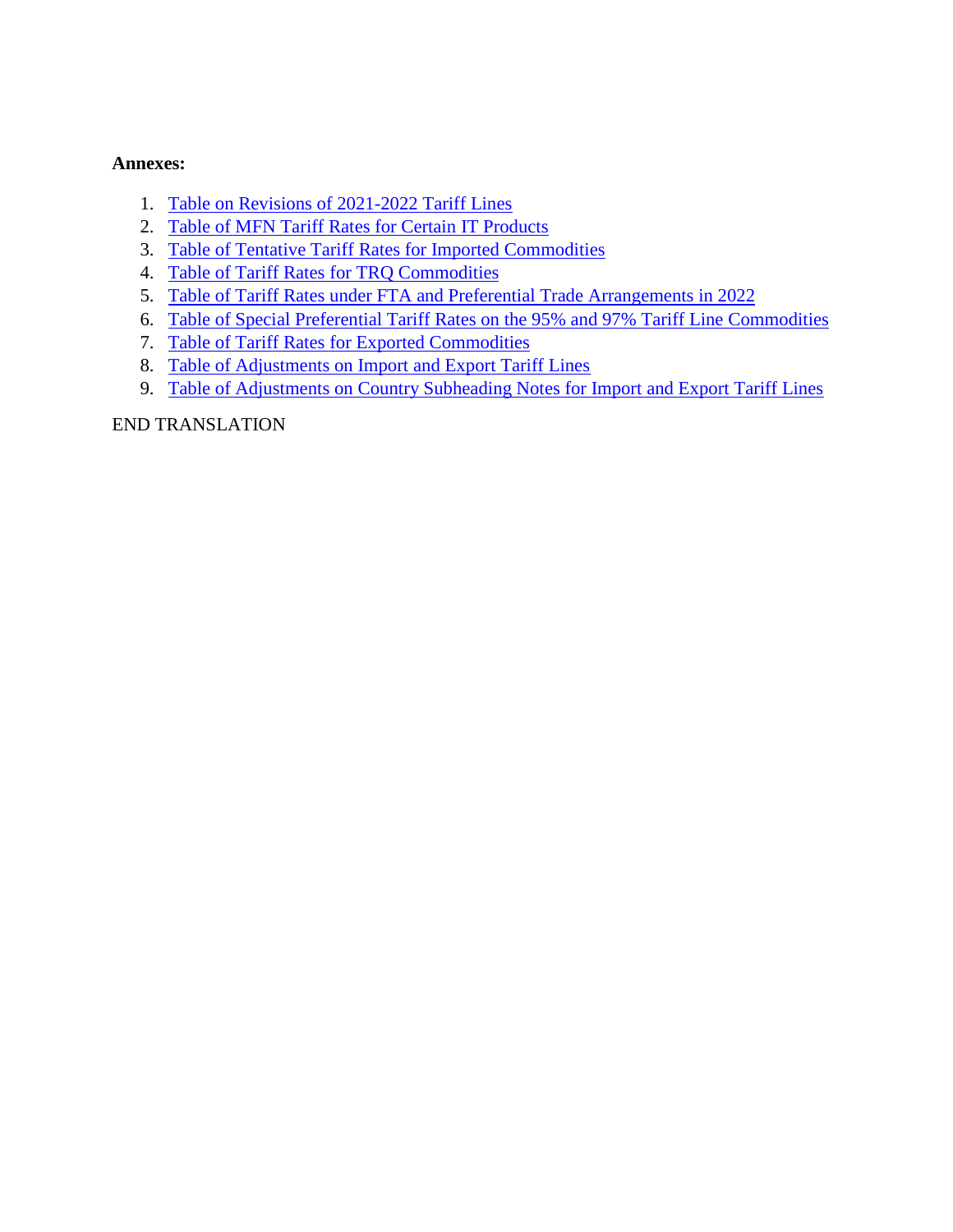**Annexes:**

1. Table on Revisions of 2021-2022 Tariff Lines
2. Table of MFN Tariff Rates for Certain IT Products
3. Table of Tentative Tariff Rates for Imported Commodities
4. Table of Tariff Rates for TRQ Commodities
5. Table of Tariff Rates under FTA and Preferential Trade Arrangements in 2022
6. Table of Special Preferential Tariff Rates on the 95% and 97% Tariff Line Commodities
7. Table of Tariff Rates for Exported Commodities
8. Table of Adjustments on Import and Export Tariff Lines
9. Table of Adjustments on Country Subheading Notes for Import and Export Tariff Lines

END TRANSLATION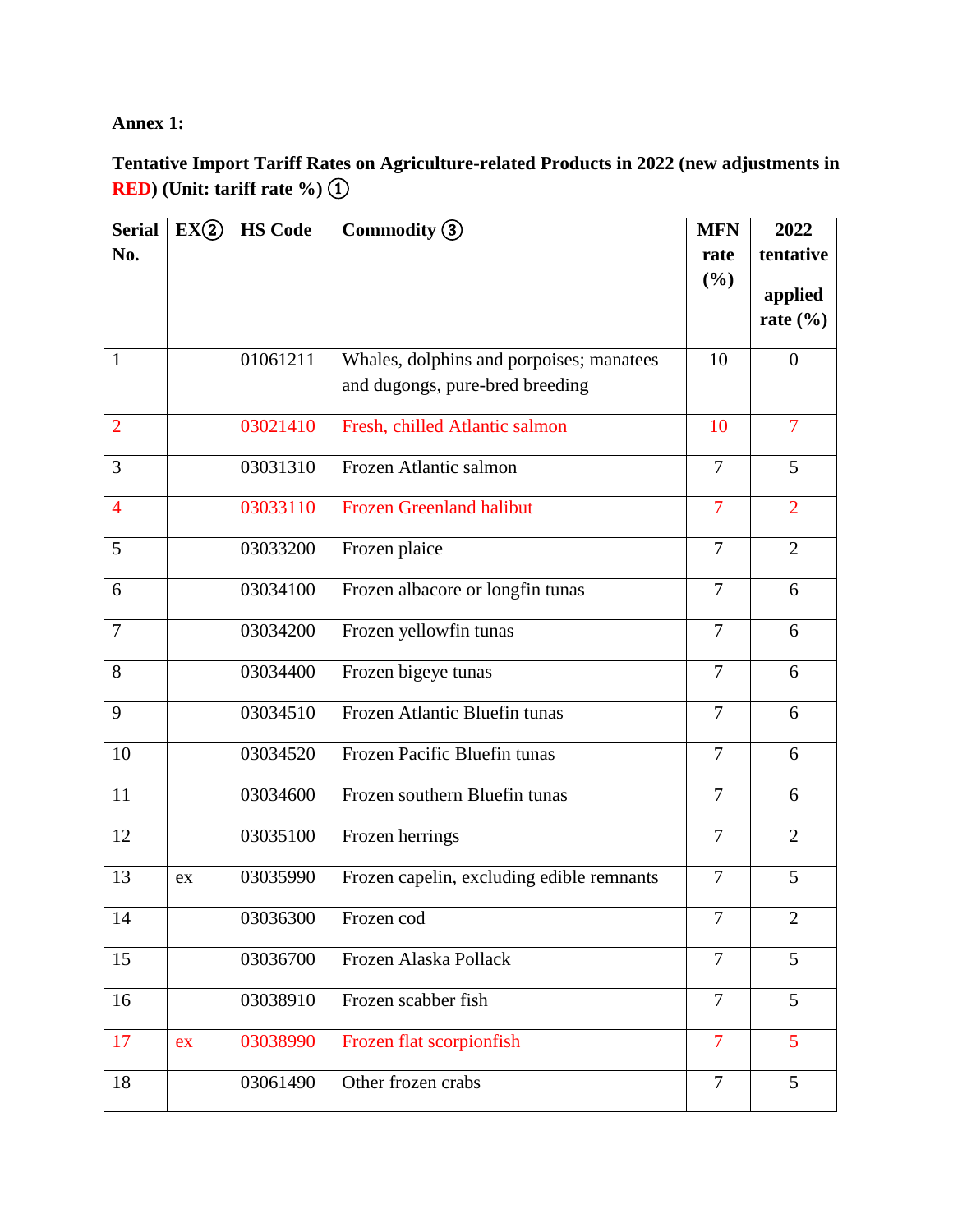**Annex 1:**

**Tentative Import Tariff Rates on Agriculture-related Products in 2022 (new adjustments in RED) (Unit: tariff rate %) ①**

| Serial No. | EX② | HS Code | Commodity ③ | MFN rate (%) | 2022 tentative applied rate (%) |
|---|---|---|---|---|---|
| 1 | | 01061211 | Whales, dolphins and porpoises; manatees and dugongs, pure-bred breeding | 10 | 0 |
| 2 | | 03021410 | Fresh, chilled Atlantic salmon | 10 | 7 |
| 3 | | 03031310 | Frozen Atlantic salmon | 7 | 5 |
| 4 | | 03033110 | Frozen Greenland halibut | 7 | 2 |
| 5 | | 03033200 | Frozen plaice | 7 | 2 |
| 6 | | 03034100 | Frozen albacore or longfin tunas | 7 | 6 |
| 7 | | 03034200 | Frozen yellowfin tunas | 7 | 6 |
| 8 | | 03034400 | Frozen bigeye tunas | 7 | 6 |
| 9 | | 03034510 | Frozen Atlantic Bluefin tunas | 7 | 6 |
| 10 | | 03034520 | Frozen Pacific Bluefin tunas | 7 | 6 |
| 11 | | 03034600 | Frozen southern Bluefin tunas | 7 | 6 |
| 12 | | 03035100 | Frozen herrings | 7 | 2 |
| 13 | ex | 03035990 | Frozen capelin, excluding edible remnants | 7 | 5 |
| 14 | | 03036300 | Frozen cod | 7 | 2 |
| 15 | | 03036700 | Frozen Alaska Pollack | 7 | 5 |
| 16 | | 03038910 | Frozen scabber fish | 7 | 5 |
| 17 | ex | 03038990 | Frozen flat scorpionfish | 7 | 5 |
| 18 | | 03061490 | Other frozen crabs | 7 | 5 |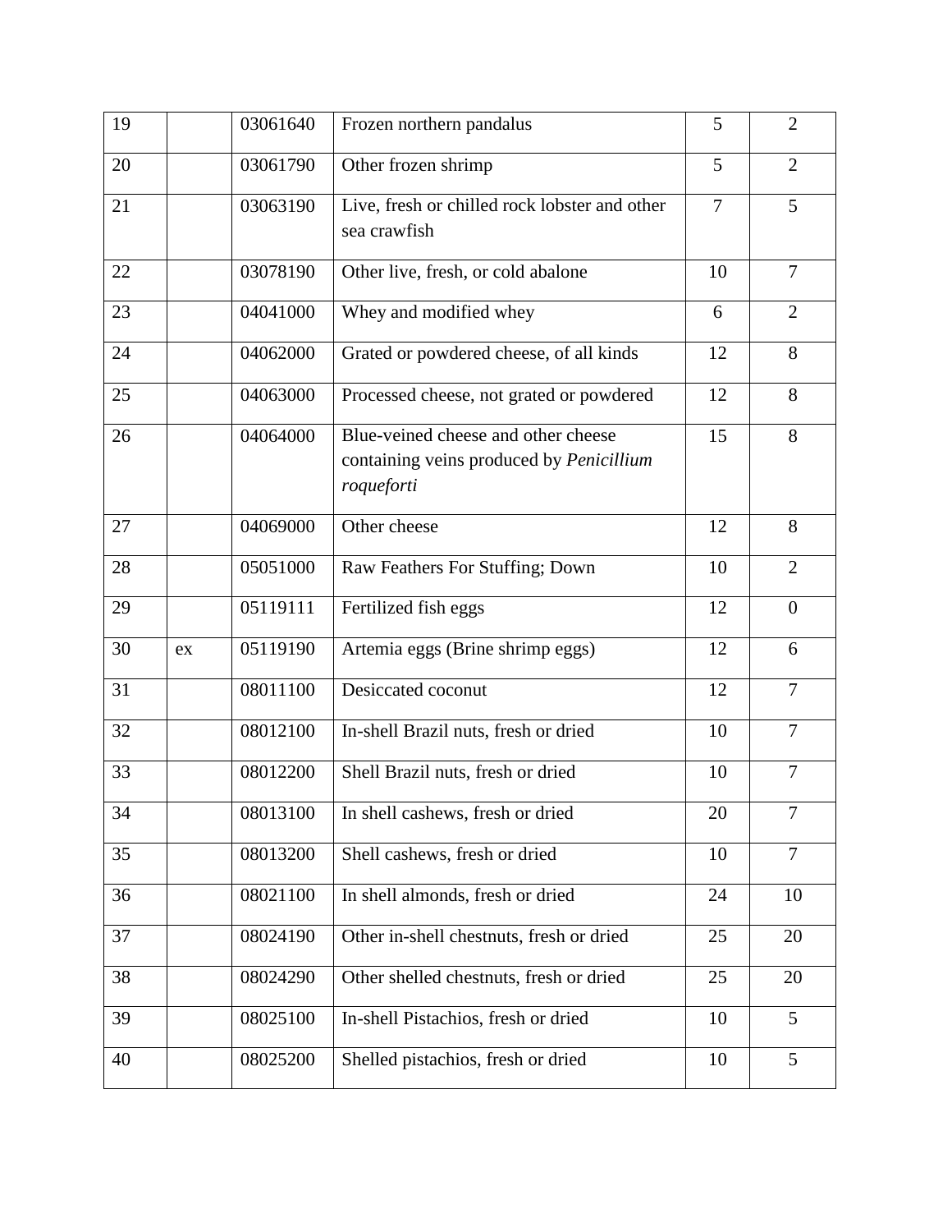| | | | | | |
|---|---|---|---|---|---|
| 19 | | 03061640 | Frozen northern pandalus | 5 | 2 |
| 20 | | 03061790 | Other frozen shrimp | 5 | 2 |
| 21 | | 03063190 | Live, fresh or chilled rock lobster and other sea crawfish | 7 | 5 |
| 22 | | 03078190 | Other live, fresh, or cold abalone | 10 | 7 |
| 23 | | 04041000 | Whey and modified whey | 6 | 2 |
| 24 | | 04062000 | Grated or powdered cheese, of all kinds | 12 | 8 |
| 25 | | 04063000 | Processed cheese, not grated or powdered | 12 | 8 |
| 26 | | 04064000 | Blue-veined cheese and other cheese containing veins produced by *Penicillium roqueforti* | 15 | 8 |
| 27 | | 04069000 | Other cheese | 12 | 8 |
| 28 | | 05051000 | Raw Feathers For Stuffing; Down | 10 | 2 |
| 29 | | 05119111 | Fertilized fish eggs | 12 | 0 |
| 30 | ex | 05119190 | Artemia eggs (Brine shrimp eggs) | 12 | 6 |
| 31 | | 08011100 | Desiccated coconut | 12 | 7 |
| 32 | | 08012100 | In-shell Brazil nuts, fresh or dried | 10 | 7 |
| 33 | | 08012200 | Shell Brazil nuts, fresh or dried | 10 | 7 |
| 34 | | 08013100 | In shell cashews, fresh or dried | 20 | 7 |
| 35 | | 08013200 | Shell cashews, fresh or dried | 10 | 7 |
| 36 | | 08021100 | In shell almonds, fresh or dried | 24 | 10 |
| 37 | | 08024190 | Other in-shell chestnuts, fresh or dried | 25 | 20 |
| 38 | | 08024290 | Other shelled chestnuts, fresh or dried | 25 | 20 |
| 39 | | 08025100 | In-shell Pistachios, fresh or dried | 10 | 5 |
| 40 | | 08025200 | Shelled pistachios, fresh or dried | 10 | 5 |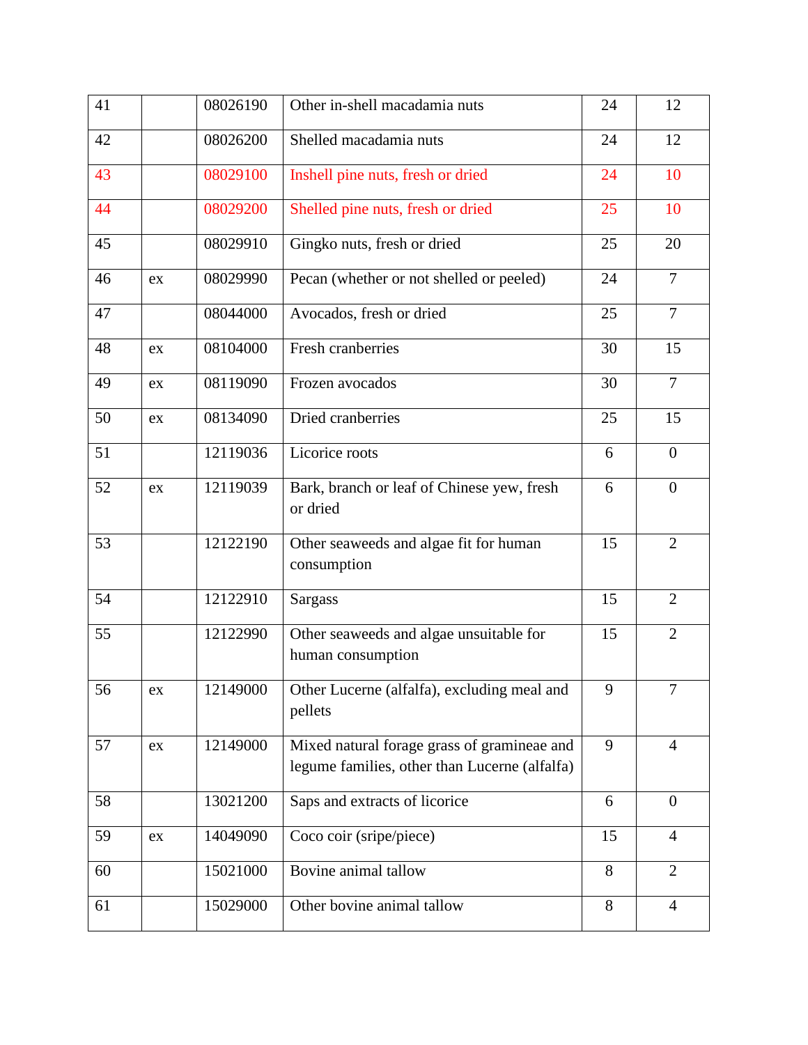| 41 | | 08026190 | Other in-shell macadamia nuts | 24 | 12 |
|---|---|---|---|---|---|
| 42 | | 08026200 | Shelled macadamia nuts | 24 | 12 |
| 43 | | 08029100 | Inshell pine nuts, fresh or dried | 24 | 10 |
| 44 | | 08029200 | Shelled pine nuts, fresh or dried | 25 | 10 |
| 45 | | 08029910 | Gingko nuts, fresh or dried | 25 | 20 |
| 46 | ex | 08029990 | Pecan (whether or not shelled or peeled) | 24 | 7 |
| 47 | | 08044000 | Avocados, fresh or dried | 25 | 7 |
| 48 | ex | 08104000 | Fresh cranberries | 30 | 15 |
| 49 | ex | 08119090 | Frozen avocados | 30 | 7 |
| 50 | ex | 08134090 | Dried cranberries | 25 | 15 |
| 51 | | 12119036 | Licorice roots | 6 | 0 |
| 52 | ex | 12119039 | Bark, branch or leaf of Chinese yew, fresh or dried | 6 | 0 |
| 53 | | 12122190 | Other seaweeds and algae fit for human consumption | 15 | 2 |
| 54 | | 12122910 | Sargass | 15 | 2 |
| 55 | | 12122990 | Other seaweeds and algae unsuitable for human consumption | 15 | 2 |
| 56 | ex | 12149000 | Other Lucerne (alfalfa), excluding meal and pellets | 9 | 7 |
| 57 | ex | 12149000 | Mixed natural forage grass of gramineae and legume families, other than Lucerne (alfalfa) | 9 | 4 |
| 58 | | 13021200 | Saps and extracts of licorice | 6 | 0 |
| 59 | ex | 14049090 | Coco coir (sripe/piece) | 15 | 4 |
| 60 | | 15021000 | Bovine animal tallow | 8 | 2 |
| 61 | | 15029000 | Other bovine animal tallow | 8 | 4 |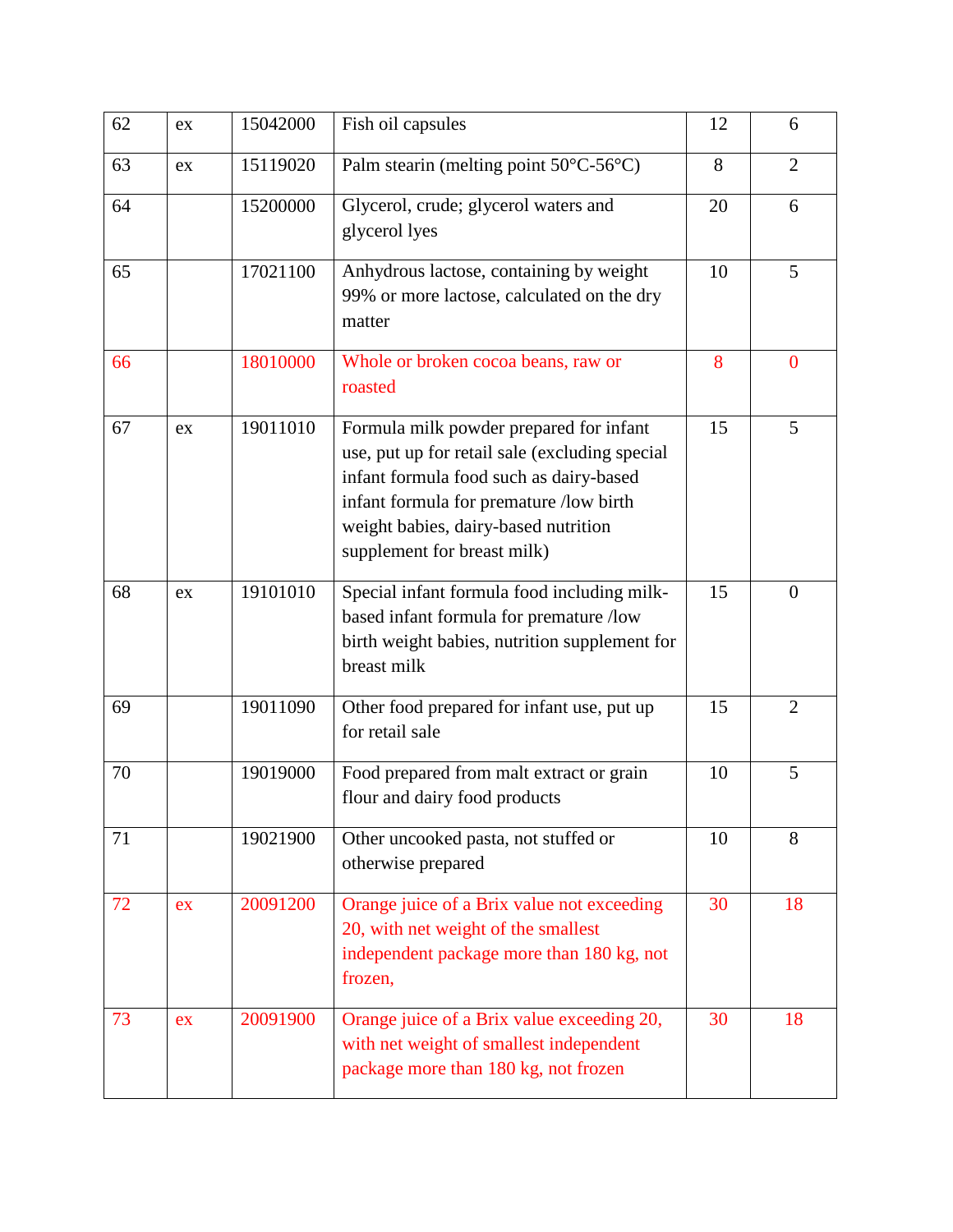| 62 | ex | 15042000 | Fish oil capsules | 12 | 6 |
|---|---|---|---|---|---|
| 63 | ex | 15119020 | Palm stearin (melting point 50°C-56°C) | 8 | 2 |
| 64 | | 15200000 | Glycerol, crude; glycerol waters and glycerol lyes | 20 | 6 |
| 65 | | 17021100 | Anhydrous lactose, containing by weight 99% or more lactose, calculated on the dry matter | 10 | 5 |
| 66 | | 18010000 | Whole or broken cocoa beans, raw or roasted | 8 | 0 |
| 67 | ex | 19011010 | Formula milk powder prepared for infant use, put up for retail sale (excluding special infant formula food such as dairy-based infant formula for premature /low birth weight babies, dairy-based nutrition supplement for breast milk) | 15 | 5 |
| 68 | ex | 19101010 | Special infant formula food including milk-based infant formula for premature /low birth weight babies, nutrition supplement for breast milk | 15 | 0 |
| 69 | | 19011090 | Other food prepared for infant use, put up for retail sale | 15 | 2 |
| 70 | | 19019000 | Food prepared from malt extract or grain flour and dairy food products | 10 | 5 |
| 71 | | 19021900 | Other uncooked pasta, not stuffed or otherwise prepared | 10 | 8 |
| 72 | ex | 20091200 | Orange juice of a Brix value not exceeding 20, with net weight of the smallest independent package more than 180 kg, not frozen, | 30 | 18 |
| 73 | ex | 20091900 | Orange juice of a Brix value exceeding 20, with net weight of smallest independent package more than 180 kg, not frozen | 30 | 18 |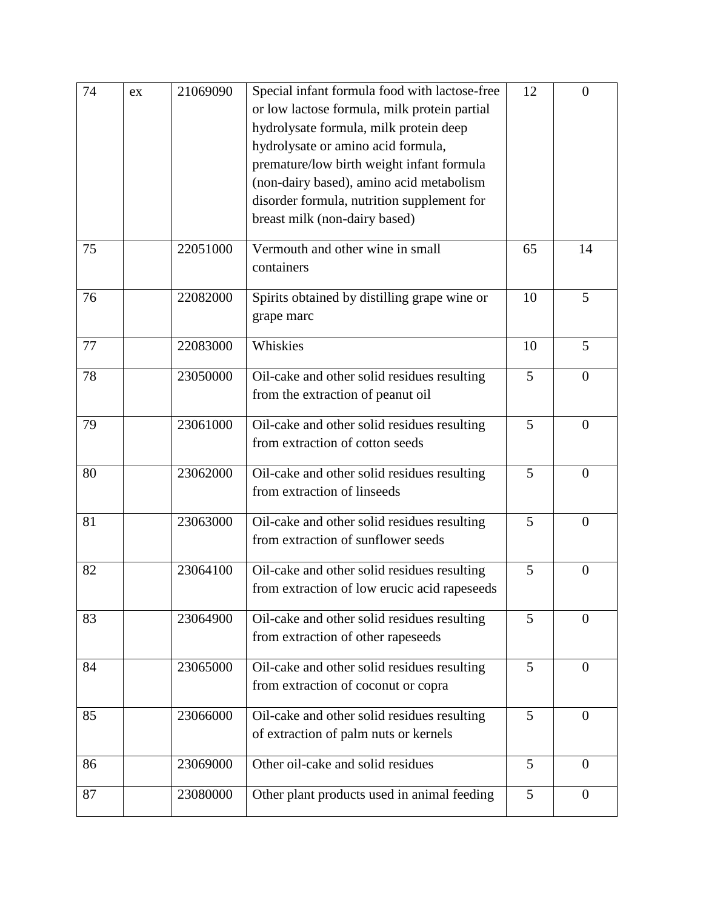| 74 | ex | 21069090 | Special infant formula food with lactose-free or low lactose formula, milk protein partial hydrolysate formula, milk protein deep hydrolysate or amino acid formula, premature/low birth weight infant formula (non-dairy based), amino acid metabolism disorder formula, nutrition supplement for breast milk (non-dairy based) | 12 | 0 |
|---|---|---|---|---|---|
| 75 | | 22051000 | Vermouth and other wine in small containers | 65 | 14 |
| 76 | | 22082000 | Spirits obtained by distilling grape wine or grape marc | 10 | 5 |
| 77 | | 22083000 | Whiskies | 10 | 5 |
| 78 | | 23050000 | Oil-cake and other solid residues resulting from the extraction of peanut oil | 5 | 0 |
| 79 | | 23061000 | Oil-cake and other solid residues resulting from extraction of cotton seeds | 5 | 0 |
| 80 | | 23062000 | Oil-cake and other solid residues resulting from extraction of linseeds | 5 | 0 |
| 81 | | 23063000 | Oil-cake and other solid residues resulting from extraction of sunflower seeds | 5 | 0 |
| 82 | | 23064100 | Oil-cake and other solid residues resulting from extraction of low erucic acid rapeseeds | 5 | 0 |
| 83 | | 23064900 | Oil-cake and other solid residues resulting from extraction of other rapeseeds | 5 | 0 |
| 84 | | 23065000 | Oil-cake and other solid residues resulting from extraction of coconut or copra | 5 | 0 |
| 85 | | 23066000 | Oil-cake and other solid residues resulting of extraction of palm nuts or kernels | 5 | 0 |
| 86 | | 23069000 | Other oil-cake and solid residues | 5 | 0 |
| 87 | | 23080000 | Other plant products used in animal feeding | 5 | 0 |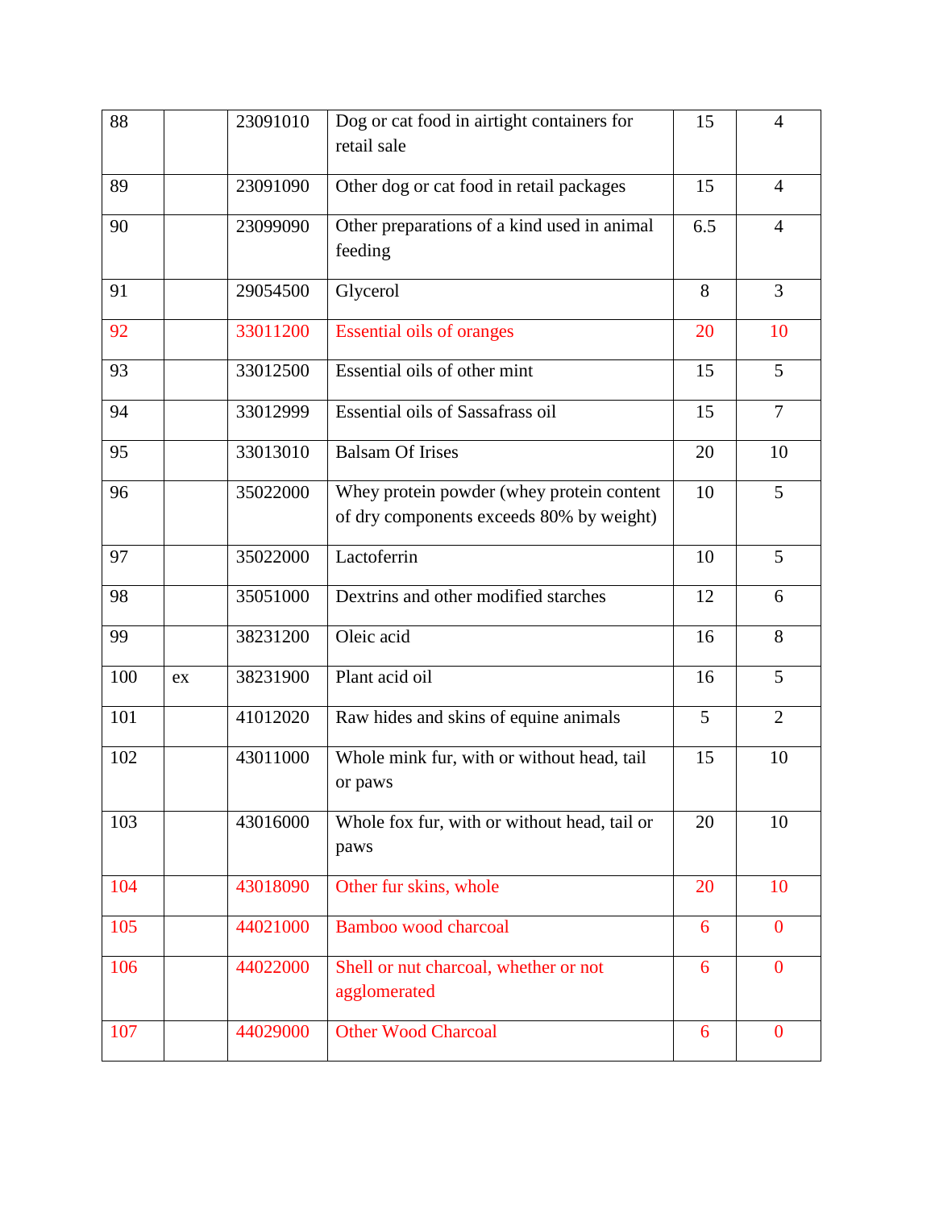| 88 | | 23091010 | Dog or cat food in airtight containers for retail sale | 15 | 4 |
|---|---|---|---|---|---|
| 89 | | 23091090 | Other dog or cat food in retail packages | 15 | 4 |
| 90 | | 23099090 | Other preparations of a kind used in animal feeding | 6.5 | 4 |
| 91 | | 29054500 | Glycerol | 8 | 3 |
| 92 | | 33011200 | Essential oils of oranges | 20 | 10 |
| 93 | | 33012500 | Essential oils of other mint | 15 | 5 |
| 94 | | 33012999 | Essential oils of Sassafrass oil | 15 | 7 |
| 95 | | 33013010 | Balsam Of Irises | 20 | 10 |
| 96 | | 35022000 | Whey protein powder (whey protein content of dry components exceeds 80% by weight) | 10 | 5 |
| 97 | | 35022000 | Lactoferrin | 10 | 5 |
| 98 | | 35051000 | Dextrins and other modified starches | 12 | 6 |
| 99 | | 38231200 | Oleic acid | 16 | 8 |
| 100 | ex | 38231900 | Plant acid oil | 16 | 5 |
| 101 | | 41012020 | Raw hides and skins of equine animals | 5 | 2 |
| 102 | | 43011000 | Whole mink fur, with or without head, tail or paws | 15 | 10 |
| 103 | | 43016000 | Whole fox fur, with or without head, tail or paws | 20 | 10 |
| 104 | | 43018090 | Other fur skins, whole | 20 | 10 |
| 105 | | 44021000 | Bamboo wood charcoal | 6 | 0 |
| 106 | | 44022000 | Shell or nut charcoal, whether or not agglomerated | 6 | 0 |
| 107 | | 44029000 | Other Wood Charcoal | 6 | 0 |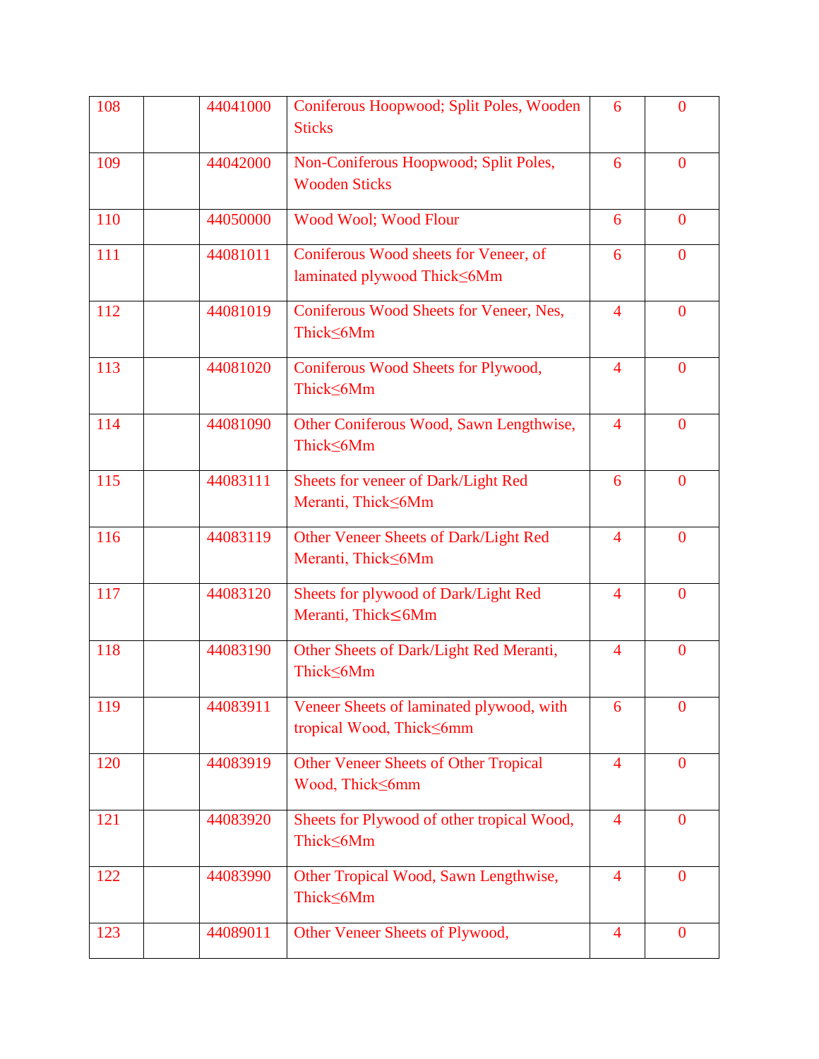| | | | | | |
|---|---|---|---|---|---|
| 108 | | 44041000 | Coniferous Hoopwood; Split Poles, Wooden Sticks | 6 | 0 |
| 109 | | 44042000 | Non-Coniferous Hoopwood; Split Poles, Wooden Sticks | 6 | 0 |
| 110 | | 44050000 | Wood Wool; Wood Flour | 6 | 0 |
| 111 | | 44081011 | Coniferous Wood sheets for Veneer, of laminated plywood Thick≤6Mm | 6 | 0 |
| 112 | | 44081019 | Coniferous Wood Sheets for Veneer, Nes, Thick≤6Mm | 4 | 0 |
| 113 | | 44081020 | Coniferous Wood Sheets for Plywood, Thick≤6Mm | 4 | 0 |
| 114 | | 44081090 | Other Coniferous Wood, Sawn Lengthwise, Thick≤6Mm | 4 | 0 |
| 115 | | 44083111 | Sheets for veneer of Dark/Light Red Meranti, Thick≤6Mm | 6 | 0 |
| 116 | | 44083119 | Other Veneer Sheets of Dark/Light Red Meranti, Thick≤6Mm | 4 | 0 |
| 117 | | 44083120 | Sheets for plywood of Dark/Light Red Meranti, Thick≤6Mm | 4 | 0 |
| 118 | | 44083190 | Other Sheets of Dark/Light Red Meranti, Thick≤6Mm | 4 | 0 |
| 119 | | 44083911 | Veneer Sheets of laminated plywood, with tropical Wood, Thick≤6mm | 6 | 0 |
| 120 | | 44083919 | Other Veneer Sheets of Other Tropical Wood, Thick≤6mm | 4 | 0 |
| 121 | | 44083920 | Sheets for Plywood of other tropical Wood, Thick≤6Mm | 4 | 0 |
| 122 | | 44083990 | Other Tropical Wood, Sawn Lengthwise, Thick≤6Mm | 4 | 0 |
| 123 | | 44089011 | Other Veneer Sheets of Plywood, | 4 | 0 |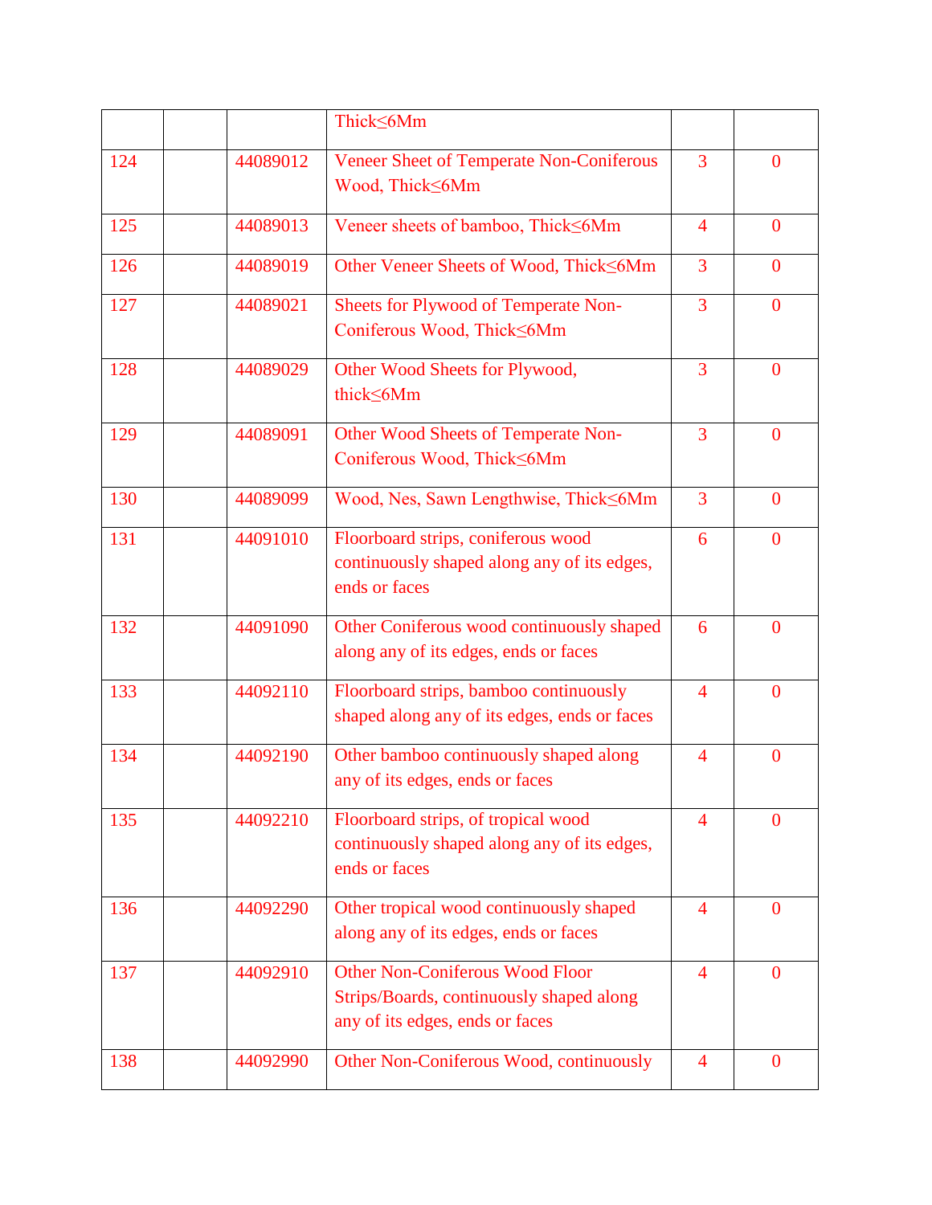| | | | | | |
|---|---|---|---|---|---|
| | | | Thick≤6Mm | | |
| 124 | | 44089012 | Veneer Sheet of Temperate Non-Coniferous Wood, Thick≤6Mm | 3 | 0 |
| 125 | | 44089013 | Veneer sheets of bamboo, Thick≤6Mm | 4 | 0 |
| 126 | | 44089019 | Other Veneer Sheets of Wood, Thick≤6Mm | 3 | 0 |
| 127 | | 44089021 | Sheets for Plywood of Temperate Non-Coniferous Wood, Thick≤6Mm | 3 | 0 |
| 128 | | 44089029 | Other Wood Sheets for Plywood, thick≤6Mm | 3 | 0 |
| 129 | | 44089091 | Other Wood Sheets of Temperate Non-Coniferous Wood, Thick≤6Mm | 3 | 0 |
| 130 | | 44089099 | Wood, Nes, Sawn Lengthwise, Thick≤6Mm | 3 | 0 |
| 131 | | 44091010 | Floorboard strips, coniferous wood continuously shaped along any of its edges, ends or faces | 6 | 0 |
| 132 | | 44091090 | Other Coniferous wood continuously shaped along any of its edges, ends or faces | 6 | 0 |
| 133 | | 44092110 | Floorboard strips, bamboo continuously shaped along any of its edges, ends or faces | 4 | 0 |
| 134 | | 44092190 | Other bamboo continuously shaped along any of its edges, ends or faces | 4 | 0 |
| 135 | | 44092210 | Floorboard strips, of tropical wood continuously shaped along any of its edges, ends or faces | 4 | 0 |
| 136 | | 44092290 | Other tropical wood continuously shaped along any of its edges, ends or faces | 4 | 0 |
| 137 | | 44092910 | Other Non-Coniferous Wood Floor Strips/Boards, continuously shaped along any of its edges, ends or faces | 4 | 0 |
| 138 | | 44092990 | Other Non-Coniferous Wood, continuously | 4 | 0 |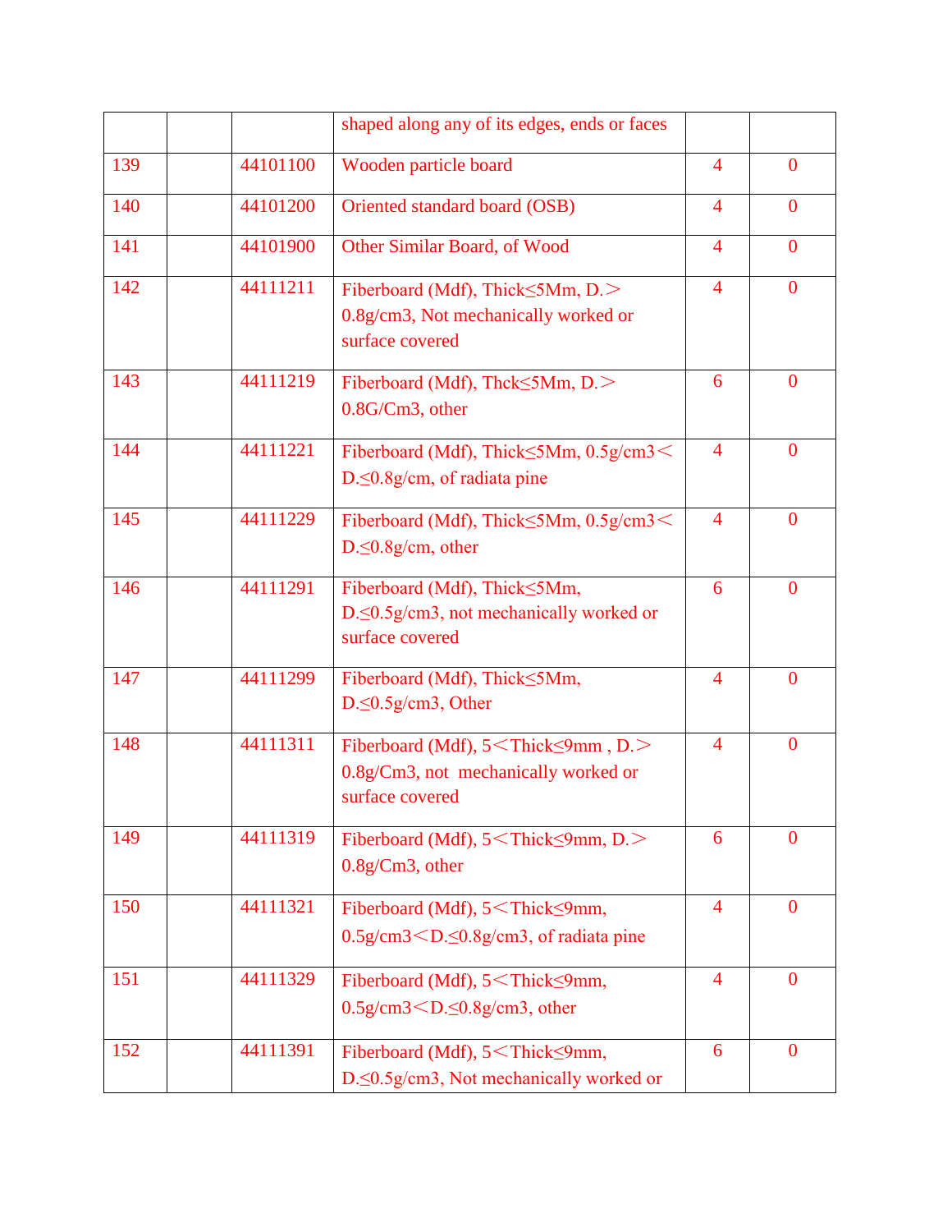| | | | shaped along any of its edges, ends or faces | | |
|---|---|---|---|---|---|
| 139 | | 44101100 | Wooden particle board | 4 | 0 |
| 140 | | 44101200 | Oriented standard board (OSB) | 4 | 0 |
| 141 | | 44101900 | Other Similar Board, of Wood | 4 | 0 |
| 142 | | 44111211 | Fiberboard (Mdf), Thick≤5Mm, D.＞0.8g/cm3, Not mechanically worked or surface covered | 4 | 0 |
| 143 | | 44111219 | Fiberboard (Mdf), Thck≤5Mm, D.＞0.8G/Cm3, other | 6 | 0 |
| 144 | | 44111221 | Fiberboard (Mdf), Thick≤5Mm, 0.5g/cm3＜D.≤0.8g/cm, of radiata pine | 4 | 0 |
| 145 | | 44111229 | Fiberboard (Mdf), Thick≤5Mm, 0.5g/cm3＜D.≤0.8g/cm, other | 4 | 0 |
| 146 | | 44111291 | Fiberboard (Mdf), Thick≤5Mm, D.≤0.5g/cm3, not mechanically worked or surface covered | 6 | 0 |
| 147 | | 44111299 | Fiberboard (Mdf), Thick≤5Mm, D.≤0.5g/cm3, Other | 4 | 0 |
| 148 | | 44111311 | Fiberboard (Mdf), 5＜Thick≤9mm , D.＞0.8g/Cm3, not mechanically worked or surface covered | 4 | 0 |
| 149 | | 44111319 | Fiberboard (Mdf), 5＜Thick≤9mm, D.＞0.8g/Cm3, other | 6 | 0 |
| 150 | | 44111321 | Fiberboard (Mdf), 5＜Thick≤9mm, 0.5g/cm3＜D.≤0.8g/cm3, of radiata pine | 4 | 0 |
| 151 | | 44111329 | Fiberboard (Mdf), 5＜Thick≤9mm, 0.5g/cm3＜D.≤0.8g/cm3, other | 4 | 0 |
| 152 | | 44111391 | Fiberboard (Mdf), 5＜Thick≤9mm, D.≤0.5g/cm3, Not mechanically worked or | 6 | 0 |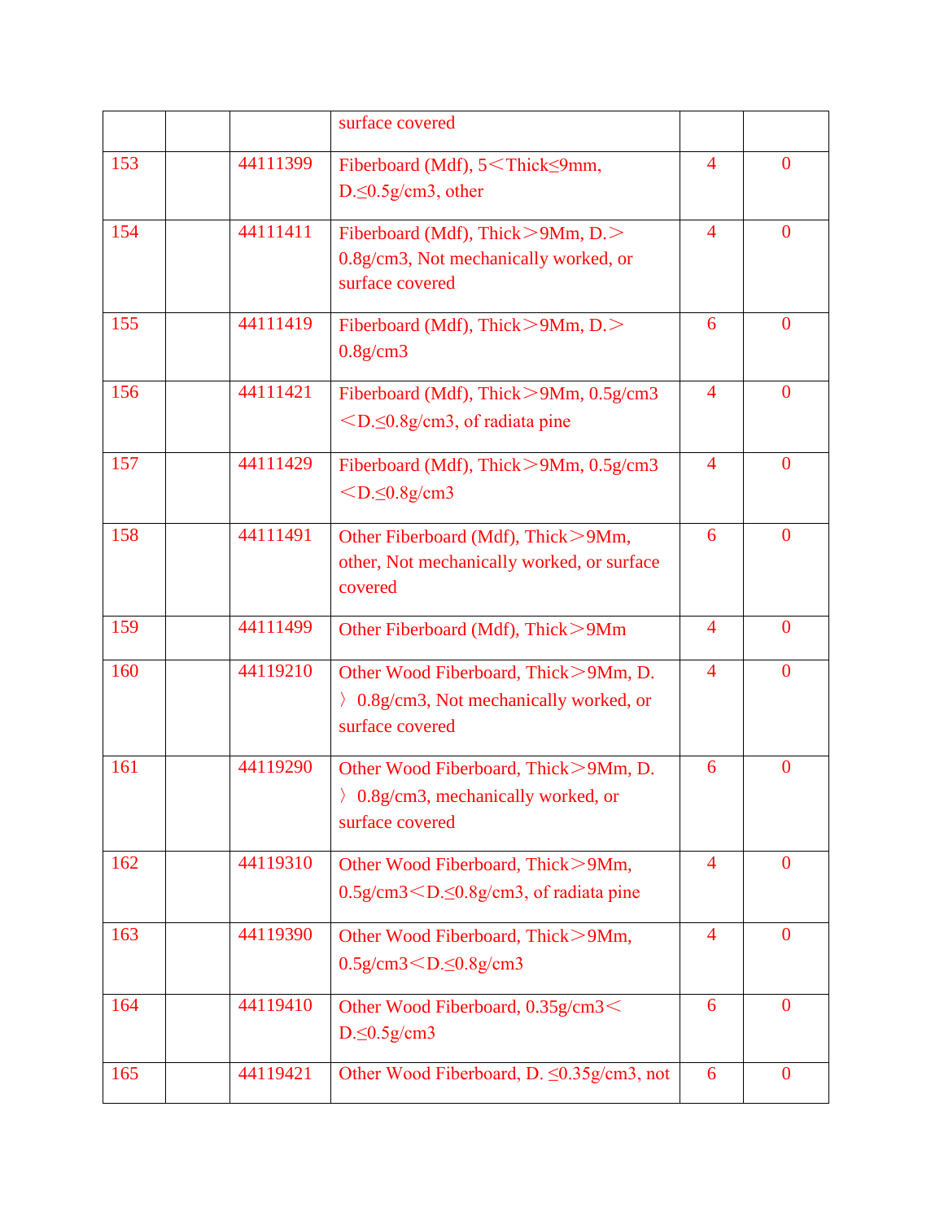| | | | | | |
|---|---|---|---|---|---|
| | | | surface covered | | |
| 153 | | 44111399 | Fiberboard (Mdf), 5＜Thick≤9mm, D.≤0.5g/cm3, other | 4 | 0 |
| 154 | | 44111411 | Fiberboard (Mdf), Thick＞9Mm, D.＞0.8g/cm3, Not mechanically worked, or surface covered | 4 | 0 |
| 155 | | 44111419 | Fiberboard (Mdf), Thick＞9Mm, D.＞0.8g/cm3 | 6 | 0 |
| 156 | | 44111421 | Fiberboard (Mdf), Thick＞9Mm, 0.5g/cm3＜D.≤0.8g/cm3, of radiata pine | 4 | 0 |
| 157 | | 44111429 | Fiberboard (Mdf), Thick＞9Mm, 0.5g/cm3＜D.≤0.8g/cm3 | 4 | 0 |
| 158 | | 44111491 | Other Fiberboard (Mdf), Thick＞9Mm, other, Not mechanically worked, or surface covered | 6 | 0 |
| 159 | | 44111499 | Other Fiberboard (Mdf), Thick＞9Mm | 4 | 0 |
| 160 | | 44119210 | Other Wood Fiberboard, Thick＞9Mm, D.〉0.8g/cm3, Not mechanically worked, or surface covered | 4 | 0 |
| 161 | | 44119290 | Other Wood Fiberboard, Thick＞9Mm, D.〉0.8g/cm3, mechanically worked, or surface covered | 6 | 0 |
| 162 | | 44119310 | Other Wood Fiberboard, Thick＞9Mm, 0.5g/cm3＜D.≤0.8g/cm3, of radiata pine | 4 | 0 |
| 163 | | 44119390 | Other Wood Fiberboard, Thick＞9Mm, 0.5g/cm3＜D.≤0.8g/cm3 | 4 | 0 |
| 164 | | 44119410 | Other Wood Fiberboard, 0.35g/cm3＜D.≤0.5g/cm3 | 6 | 0 |
| 165 | | 44119421 | Other Wood Fiberboard, D. ≤0.35g/cm3, not | 6 | 0 |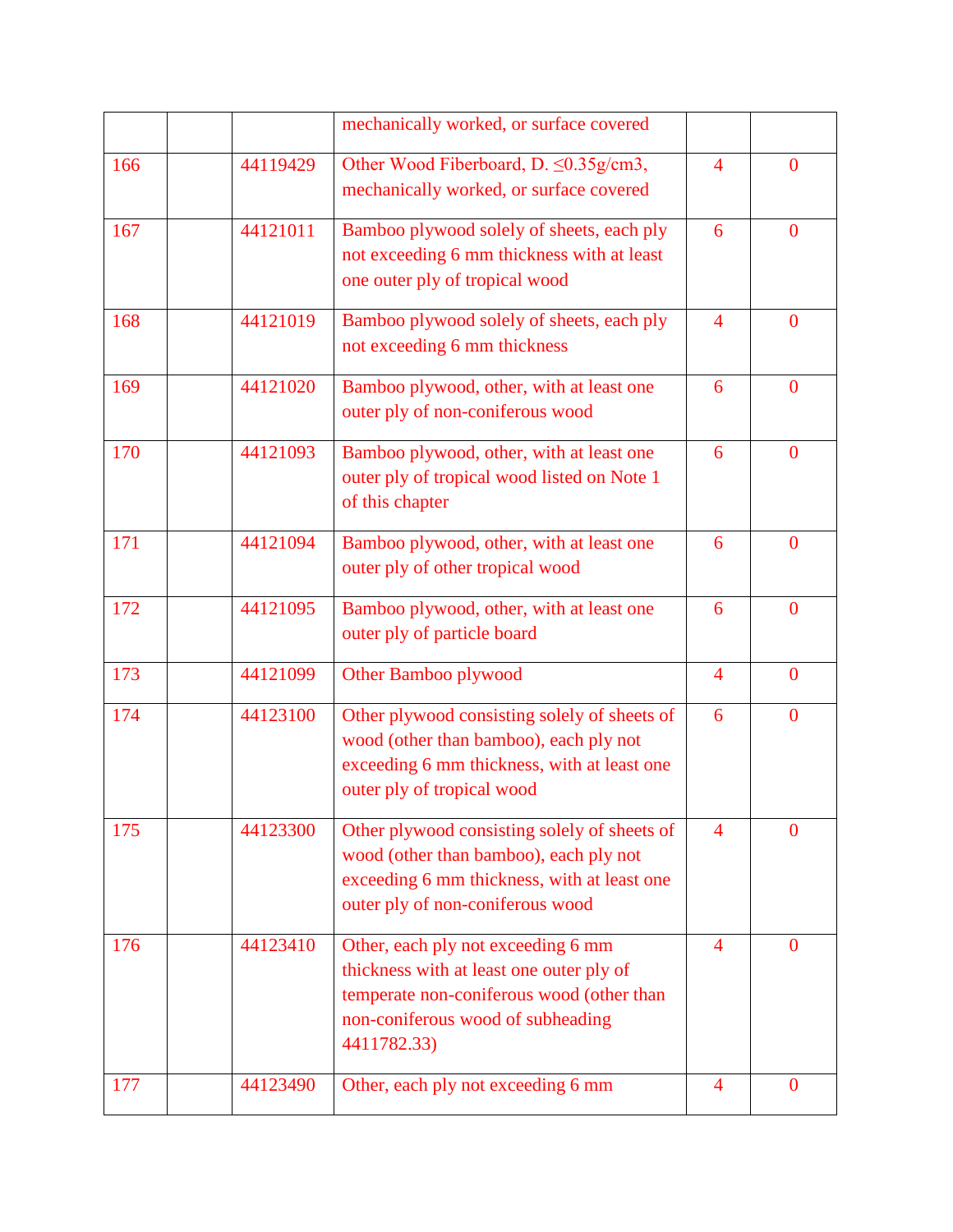|  |  |  | mechanically worked, or surface covered |  |  |
|---|---|---|---|---|---|
| 166 |  | 44119429 | Other Wood Fiberboard, D. ≤0.35g/cm3, mechanically worked, or surface covered | 4 | 0 |
| 167 |  | 44121011 | Bamboo plywood solely of sheets, each ply not exceeding 6 mm thickness with at least one outer ply of tropical wood | 6 | 0 |
| 168 |  | 44121019 | Bamboo plywood solely of sheets, each ply not exceeding 6 mm thickness | 4 | 0 |
| 169 |  | 44121020 | Bamboo plywood, other, with at least one outer ply of non-coniferous wood | 6 | 0 |
| 170 |  | 44121093 | Bamboo plywood, other, with at least one outer ply of tropical wood listed on Note 1 of this chapter | 6 | 0 |
| 171 |  | 44121094 | Bamboo plywood, other, with at least one outer ply of other tropical wood | 6 | 0 |
| 172 |  | 44121095 | Bamboo plywood, other, with at least one outer ply of particle board | 6 | 0 |
| 173 |  | 44121099 | Other Bamboo plywood | 4 | 0 |
| 174 |  | 44123100 | Other plywood consisting solely of sheets of wood (other than bamboo), each ply not exceeding 6 mm thickness, with at least one outer ply of tropical wood | 6 | 0 |
| 175 |  | 44123300 | Other plywood consisting solely of sheets of wood (other than bamboo), each ply not exceeding 6 mm thickness, with at least one outer ply of non-coniferous wood | 4 | 0 |
| 176 |  | 44123410 | Other, each ply not exceeding 6 mm thickness with at least one outer ply of temperate non-coniferous wood (other than non-coniferous wood of subheading 4411782.33) | 4 | 0 |
| 177 |  | 44123490 | Other, each ply not exceeding 6 mm | 4 | 0 |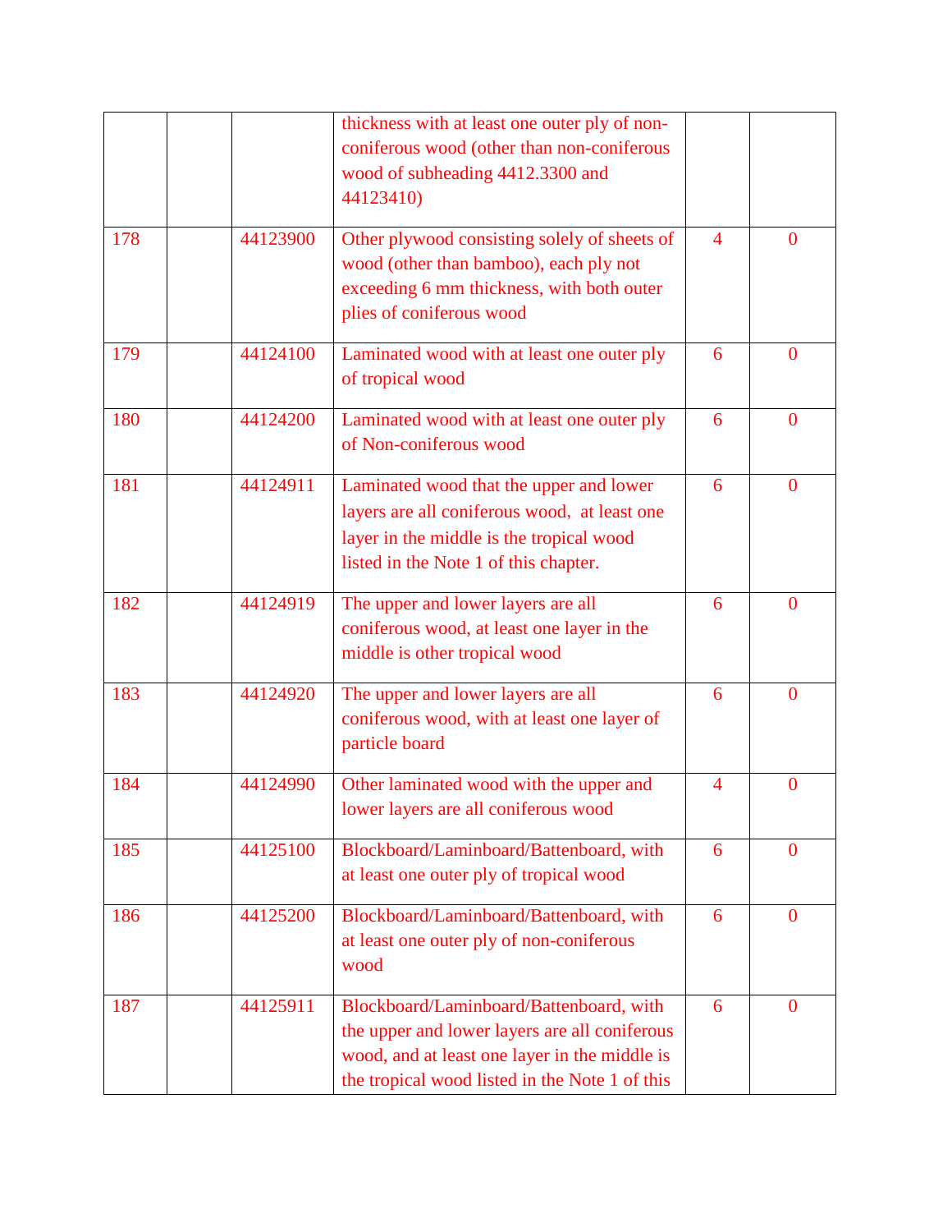| | | | | | |
|---|---|---|---|---|---|
| | | | thickness with at least one outer ply of non-coniferous wood (other than non-coniferous wood of subheading 4412.3300 and 44123410) | | |
| 178 | | 44123900 | Other plywood consisting solely of sheets of wood (other than bamboo), each ply not exceeding 6 mm thickness, with both outer plies of coniferous wood | 4 | 0 |
| 179 | | 44124100 | Laminated wood with at least one outer ply of tropical wood | 6 | 0 |
| 180 | | 44124200 | Laminated wood with at least one outer ply of Non-coniferous wood | 6 | 0 |
| 181 | | 44124911 | Laminated wood that the upper and lower layers are all coniferous wood,  at least one layer in the middle is the tropical wood listed in the Note 1 of this chapter. | 6 | 0 |
| 182 | | 44124919 | The upper and lower layers are all coniferous wood, at least one layer in the middle is other tropical wood | 6 | 0 |
| 183 | | 44124920 | The upper and lower layers are all coniferous wood, with at least one layer of particle board | 6 | 0 |
| 184 | | 44124990 | Other laminated wood with the upper and lower layers are all coniferous wood | 4 | 0 |
| 185 | | 44125100 | Blockboard/Laminboard/Battenboard, with at least one outer ply of tropical wood | 6 | 0 |
| 186 | | 44125200 | Blockboard/Laminboard/Battenboard, with at least one outer ply of non-coniferous wood | 6 | 0 |
| 187 | | 44125911 | Blockboard/Laminboard/Battenboard, with the upper and lower layers are all coniferous wood, and at least one layer in the middle is the tropical wood listed in the Note 1 of this | 6 | 0 |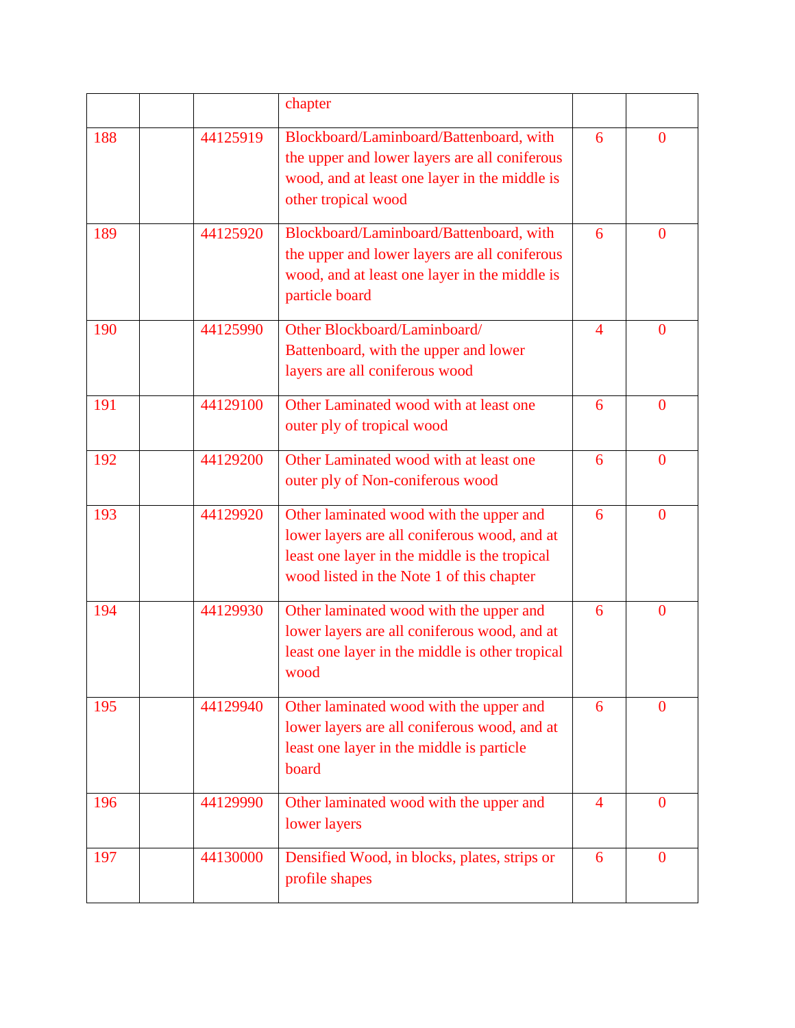| | | | chapter | | |
|---|---|---|---|---|---|
| 188 | | 44125919 | Blockboard/Laminboard/Battenboard, with the upper and lower layers are all coniferous wood, and at least one layer in the middle is other tropical wood | 6 | 0 |
| 189 | | 44125920 | Blockboard/Laminboard/Battenboard, with the upper and lower layers are all coniferous wood, and at least one layer in the middle is particle board | 6 | 0 |
| 190 | | 44125990 | Other Blockboard/Laminboard/ Battenboard, with the upper and lower layers are all coniferous wood | 4 | 0 |
| 191 | | 44129100 | Other Laminated wood with at least one outer ply of tropical wood | 6 | 0 |
| 192 | | 44129200 | Other Laminated wood with at least one outer ply of Non-coniferous wood | 6 | 0 |
| 193 | | 44129920 | Other laminated wood with the upper and lower layers are all coniferous wood, and at least one layer in the middle is the tropical wood listed in the Note 1 of this chapter | 6 | 0 |
| 194 | | 44129930 | Other laminated wood with the upper and lower layers are all coniferous wood, and at least one layer in the middle is other tropical wood | 6 | 0 |
| 195 | | 44129940 | Other laminated wood with the upper and lower layers are all coniferous wood, and at least one layer in the middle is particle board | 6 | 0 |
| 196 | | 44129990 | Other laminated wood with the upper and lower layers | 4 | 0 |
| 197 | | 44130000 | Densified Wood, in blocks, plates, strips or profile shapes | 6 | 0 |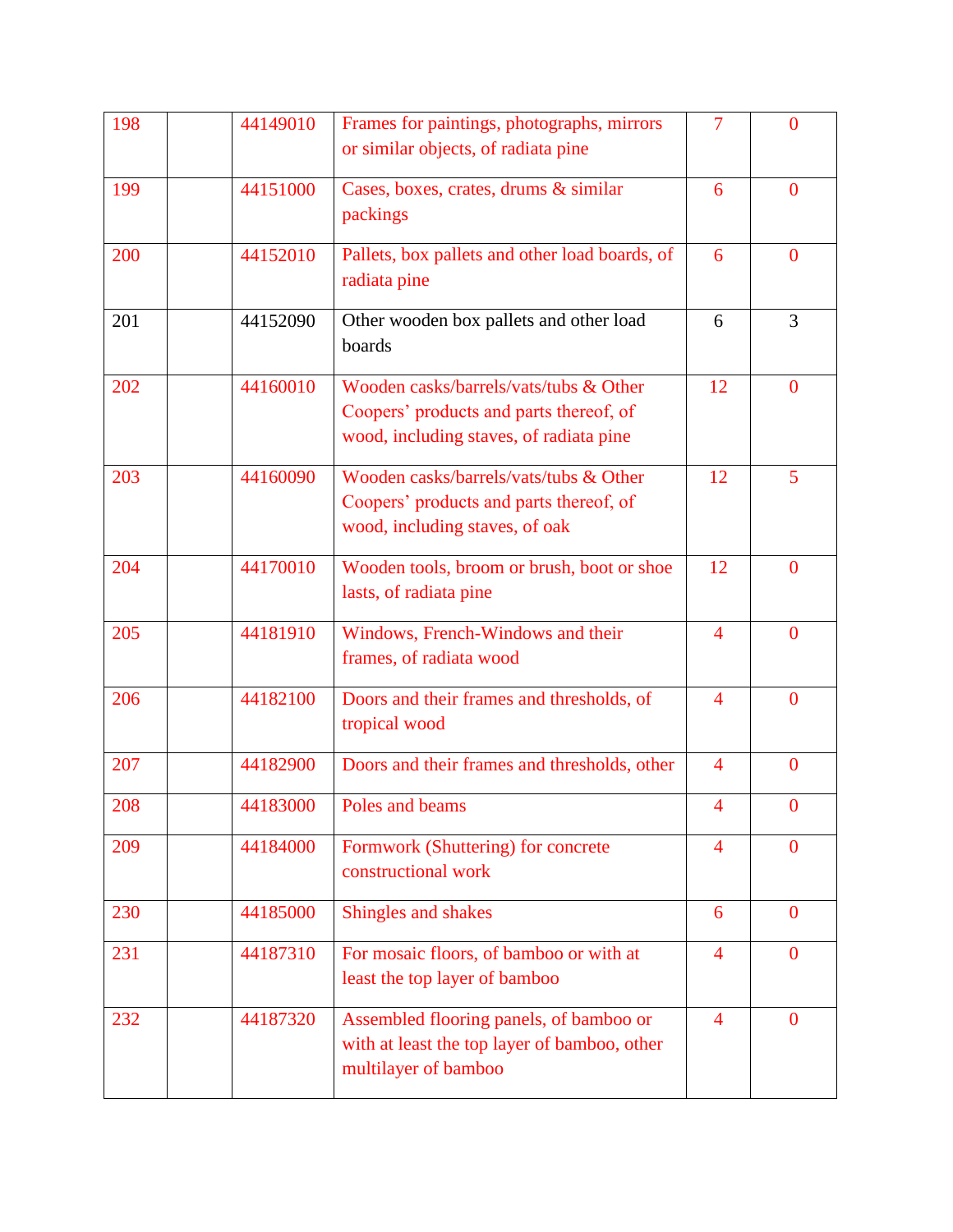| 198 | | 44149010 | Frames for paintings, photographs, mirrors or similar objects, of radiata pine | 7 | 0 |
|---|---|---|---|---|---|
| 199 | | 44151000 | Cases, boxes, crates, drums & similar packings | 6 | 0 |
| 200 | | 44152010 | Pallets, box pallets and other load boards, of radiata pine | 6 | 0 |
| 201 | | 44152090 | Other wooden box pallets and other load boards | 6 | 3 |
| 202 | | 44160010 | Wooden casks/barrels/vats/tubs & Other Coopers' products and parts thereof, of wood, including staves, of radiata pine | 12 | 0 |
| 203 | | 44160090 | Wooden casks/barrels/vats/tubs & Other Coopers' products and parts thereof, of wood, including staves, of oak | 12 | 5 |
| 204 | | 44170010 | Wooden tools, broom or brush, boot or shoe lasts, of radiata pine | 12 | 0 |
| 205 | | 44181910 | Windows, French-Windows and their frames, of radiata wood | 4 | 0 |
| 206 | | 44182100 | Doors and their frames and thresholds, of tropical wood | 4 | 0 |
| 207 | | 44182900 | Doors and their frames and thresholds, other | 4 | 0 |
| 208 | | 44183000 | Poles and beams | 4 | 0 |
| 209 | | 44184000 | Formwork (Shuttering) for concrete constructional work | 4 | 0 |
| 230 | | 44185000 | Shingles and shakes | 6 | 0 |
| 231 | | 44187310 | For mosaic floors, of bamboo or with at least the top layer of bamboo | 4 | 0 |
| 232 | | 44187320 | Assembled flooring panels, of bamboo or with at least the top layer of bamboo, other multilayer of bamboo | 4 | 0 |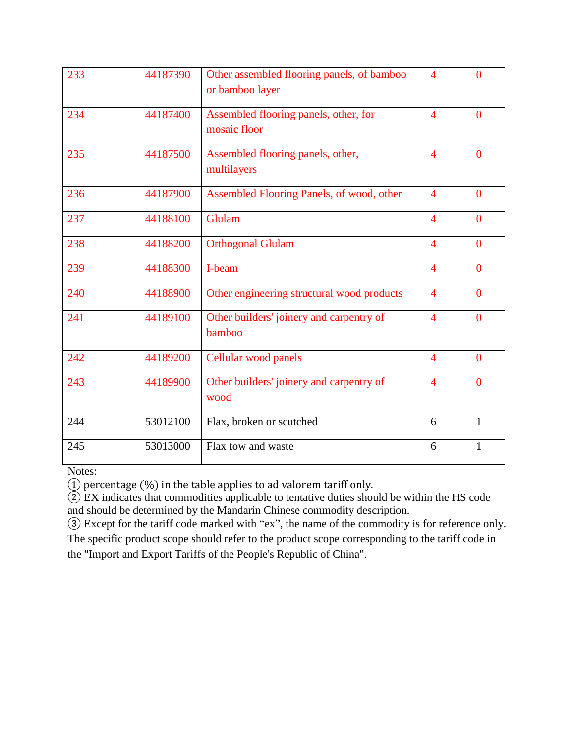| 233 | | 44187390 | Other assembled flooring panels, of bamboo or bamboo layer | 4 | 0 |
|---|---|---|---|---|---|
| 234 | | 44187400 | Assembled flooring panels, other, for mosaic floor | 4 | 0 |
| 235 | | 44187500 | Assembled flooring panels, other, multilayers | 4 | 0 |
| 236 | | 44187900 | Assembled Flooring Panels, of wood, other | 4 | 0 |
| 237 | | 44188100 | Glulam | 4 | 0 |
| 238 | | 44188200 | Orthogonal Glulam | 4 | 0 |
| 239 | | 44188300 | I-beam | 4 | 0 |
| 240 | | 44188900 | Other engineering structural wood products | 4 | 0 |
| 241 | | 44189100 | Other builders' joinery and carpentry of bamboo | 4 | 0 |
| 242 | | 44189200 | Cellular wood panels | 4 | 0 |
| 243 | | 44189900 | Other builders' joinery and carpentry of wood | 4 | 0 |
| 244 | | 53012100 | Flax, broken or scutched | 6 | 1 |
| 245 | | 53013000 | Flax tow and waste | 6 | 1 |

Notes:

① percentage (%) in the table applies to ad valorem tariff only.

② EX indicates that commodities applicable to tentative duties should be within the HS code and should be determined by the Mandarin Chinese commodity description.

③ Except for the tariff code marked with "ex", the name of the commodity is for reference only. The specific product scope should refer to the product scope corresponding to the tariff code in the "Import and Export Tariffs of the People's Republic of China".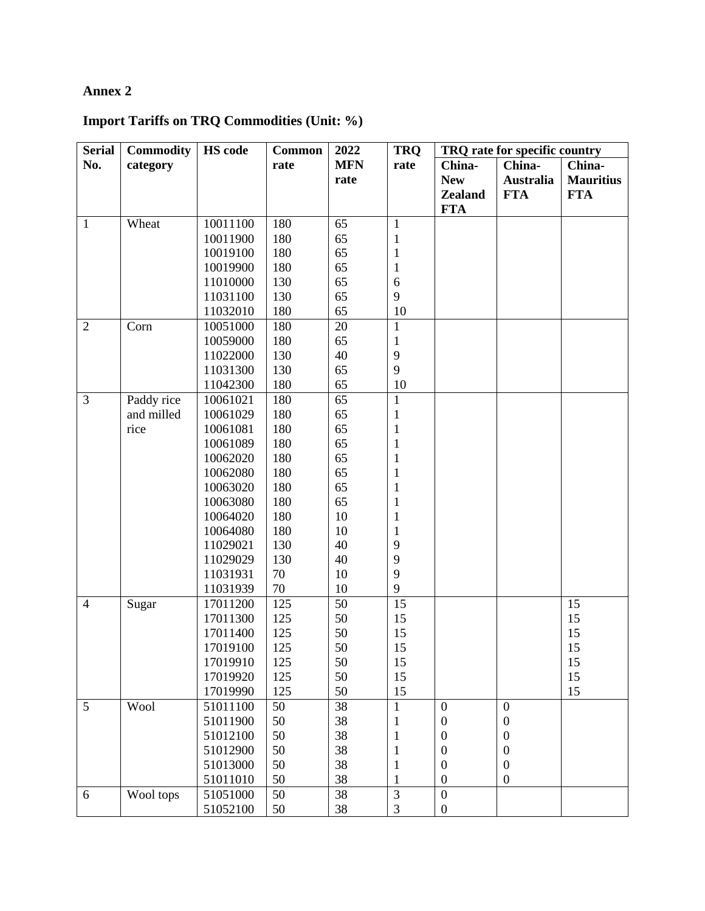**Annex 2**

**Import Tariffs on TRQ Commodities (Unit: %)**

| Serial No. | Commodity category | HS code | Common rate | 2022 MFN rate | TRQ rate | TRQ rate for specific country | | |
|---|---|---|---|---|---|---|---|---|
| | | | | | | China-New Zealand FTA | China-Australia FTA | China-Mauritius FTA |
| 1 | Wheat | 10011100 | 180 | 65 | 1 | | | |
| | | 10011900 | 180 | 65 | 1 | | | |
| | | 10019100 | 180 | 65 | 1 | | | |
| | | 10019900 | 180 | 65 | 1 | | | |
| | | 11010000 | 130 | 65 | 6 | | | |
| | | 11031100 | 130 | 65 | 9 | | | |
| | | 11032010 | 180 | 65 | 10 | | | |
| 2 | Corn | 10051000 | 180 | 20 | 1 | | | |
| | | 10059000 | 180 | 65 | 1 | | | |
| | | 11022000 | 130 | 40 | 9 | | | |
| | | 11031300 | 130 | 65 | 9 | | | |
| | | 11042300 | 180 | 65 | 10 | | | |
| 3 | Paddy rice and milled rice | 10061021 | 180 | 65 | 1 | | | |
| | | 10061029 | 180 | 65 | 1 | | | |
| | | 10061081 | 180 | 65 | 1 | | | |
| | | 10061089 | 180 | 65 | 1 | | | |
| | | 10062020 | 180 | 65 | 1 | | | |
| | | 10062080 | 180 | 65 | 1 | | | |
| | | 10063020 | 180 | 65 | 1 | | | |
| | | 10063080 | 180 | 65 | 1 | | | |
| | | 10064020 | 180 | 10 | 1 | | | |
| | | 10064080 | 180 | 10 | 1 | | | |
| | | 11029021 | 130 | 40 | 9 | | | |
| | | 11029029 | 130 | 40 | 9 | | | |
| | | 11031931 | 70 | 10 | 9 | | | |
| | | 11031939 | 70 | 10 | 9 | | | |
| 4 | Sugar | 17011200 | 125 | 50 | 15 | | | 15 |
| | | 17011300 | 125 | 50 | 15 | | | 15 |
| | | 17011400 | 125 | 50 | 15 | | | 15 |
| | | 17019100 | 125 | 50 | 15 | | | 15 |
| | | 17019910 | 125 | 50 | 15 | | | 15 |
| | | 17019920 | 125 | 50 | 15 | | | 15 |
| | | 17019990 | 125 | 50 | 15 | | | 15 |
| 5 | Wool | 51011100 | 50 | 38 | 1 | 0 | 0 | |
| | | 51011900 | 50 | 38 | 1 | 0 | 0 | |
| | | 51012100 | 50 | 38 | 1 | 0 | 0 | |
| | | 51012900 | 50 | 38 | 1 | 0 | 0 | |
| | | 51013000 | 50 | 38 | 1 | 0 | 0 | |
| | | 51011010 | 50 | 38 | 1 | 0 | 0 | |
| 6 | Wool tops | 51051000 | 50 | 38 | 3 | 0 | | |
| | | 51052100 | 50 | 38 | 3 | 0 | | |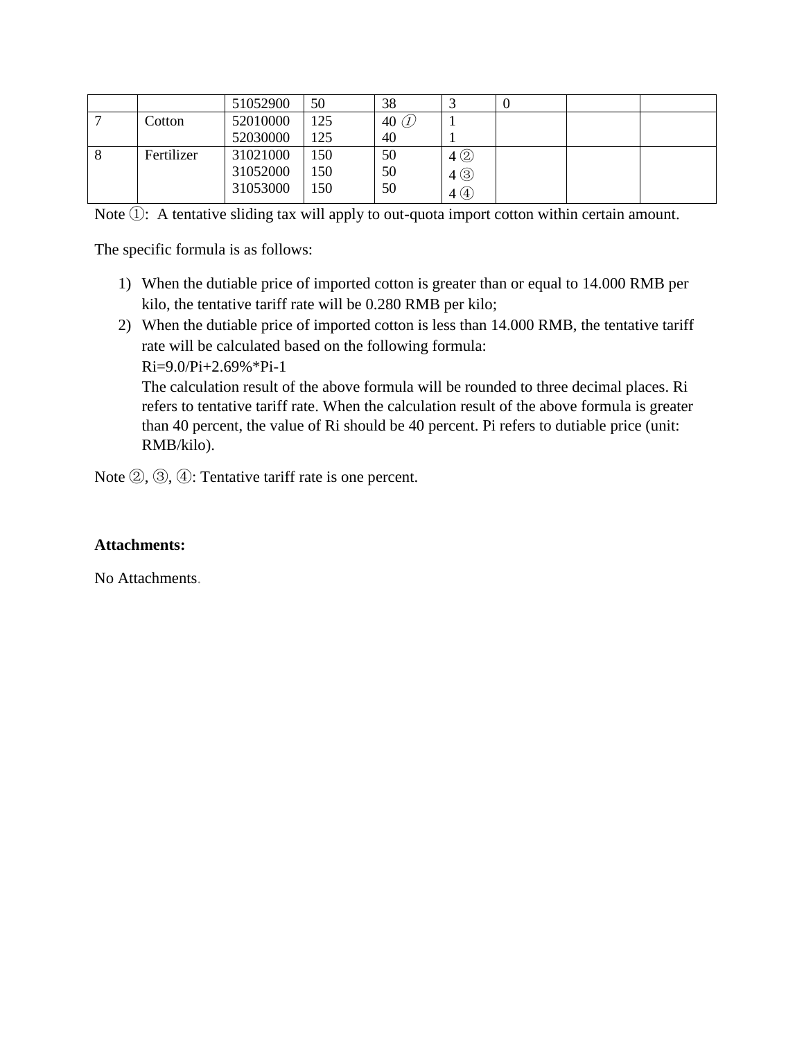| | | | | | | | | |
|---|---|---|---|---|---|---|---|---|
| | | 51052900 | 50 | 38 | 3 | 0 | | |
| 7 | Cotton | 52010000<br>52030000 | 125<br>125 | 40 ①<br>40 | 1<br>1 | | | |
| 8 | Fertilizer | 31021000<br>31052000<br>31053000 | 150<br>150<br>150 | 50<br>50<br>50 | 4 ②<br>4 ③<br>4 ④ | | | |

Note ①: A tentative sliding tax will apply to out-quota import cotton within certain amount.

The specific formula is as follows:

1) When the dutiable price of imported cotton is greater than or equal to 14.000 RMB per kilo, the tentative tariff rate will be 0.280 RMB per kilo;
2) When the dutiable price of imported cotton is less than 14.000 RMB, the tentative tariff rate will be calculated based on the following formula:
   $Ri=9.0/Pi+2.69\%*Pi-1$
   The calculation result of the above formula will be rounded to three decimal places. Ri refers to tentative tariff rate. When the calculation result of the above formula is greater than 40 percent, the value of Ri should be 40 percent. Pi refers to dutiable price (unit: RMB/kilo).

Note ②, ③, ④: Tentative tariff rate is one percent.

**Attachments:**

No Attachments.